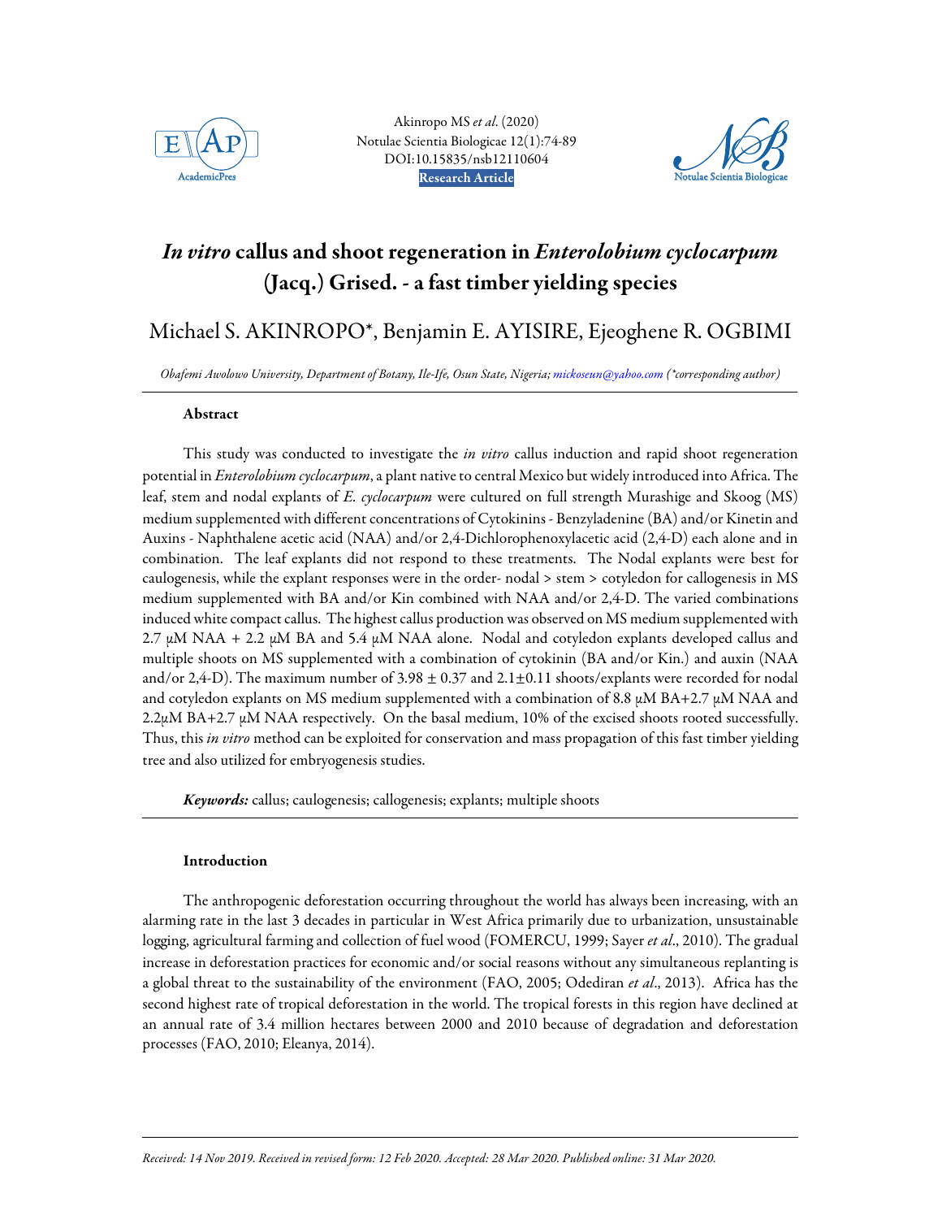# *In vitro* callus and shoot regeneration in *Enterolobium cyclocarpum* (Jacq.) Grised. - a fast timber yielding species

Michael S. AKINROPO*, Benjamin E. AYISIRE, Ejeoghene R. OGBIMI

*Obafemi Awolowo University, Department of Botany, Ile-Ife, Osun State, Nigeria; mickoseun@yahoo.com (*corresponding author)*

### Abstract

This study was conducted to investigate the *in vitro* callus induction and rapid shoot regeneration potential in *Enterolobium cyclocarpum*, a plant native to central Mexico but widely introduced into Africa. The leaf, stem and nodal explants of *E. cyclocarpum* were cultured on full strength Murashige and Skoog (MS) medium supplemented with different concentrations of Cytokinins - Benzyladenine (BA) and/or Kinetin and Auxins - Naphthalene acetic acid (NAA) and/or 2,4-Dichlorophenoxylacetic acid (2,4-D) each alone and in combination. The leaf explants did not respond to these treatments. The Nodal explants were best for caulogenesis, while the explant responses were in the order- nodal > stem > cotyledon for callogenesis in MS medium supplemented with BA and/or Kin combined with NAA and/or 2,4-D. The varied combinations induced white compact callus. The highest callus production was observed on MS medium supplemented with 2.7 µM NAA + 2.2 µM BA and 5.4 µM NAA alone. Nodal and cotyledon explants developed callus and multiple shoots on MS supplemented with a combination of cytokinin (BA and/or Kin.) and auxin (NAA and/or 2,4-D). The maximum number of $3.98 \pm 0.37$ and $2.1 \pm 0.11$ shoots/explants were recorded for nodal and cotyledon explants on MS medium supplemented with a combination of 8.8 µM BA+2.7 µM NAA and 2.2µM BA+2.7 µM NAA respectively. On the basal medium, 10% of the excised shoots rooted successfully. Thus, this *in vitro* method can be exploited for conservation and mass propagation of this fast timber yielding tree and also utilized for embryogenesis studies.

***Keywords:*** callus; caulogenesis; callogenesis; explants; multiple shoots

### Introduction

The anthropogenic deforestation occurring throughout the world has always been increasing, with an alarming rate in the last 3 decades in particular in West Africa primarily due to urbanization, unsustainable logging, agricultural farming and collection of fuel wood (FOMERCU, 1999; Sayer *et al*., 2010). The gradual increase in deforestation practices for economic and/or social reasons without any simultaneous replanting is a global threat to the sustainability of the environment (FAO, 2005; Odediran *et al*., 2013). Africa has the second highest rate of tropical deforestation in the world. The tropical forests in this region have declined at an annual rate of 3.4 million hectares between 2000 and 2010 because of degradation and deforestation processes (FAO, 2010; Eleanya, 2014).

*Received: 14 Nov 2019. Received in revised form: 12 Feb 2020. Accepted: 28 Mar 2020. Published online: 31 Mar 2020.*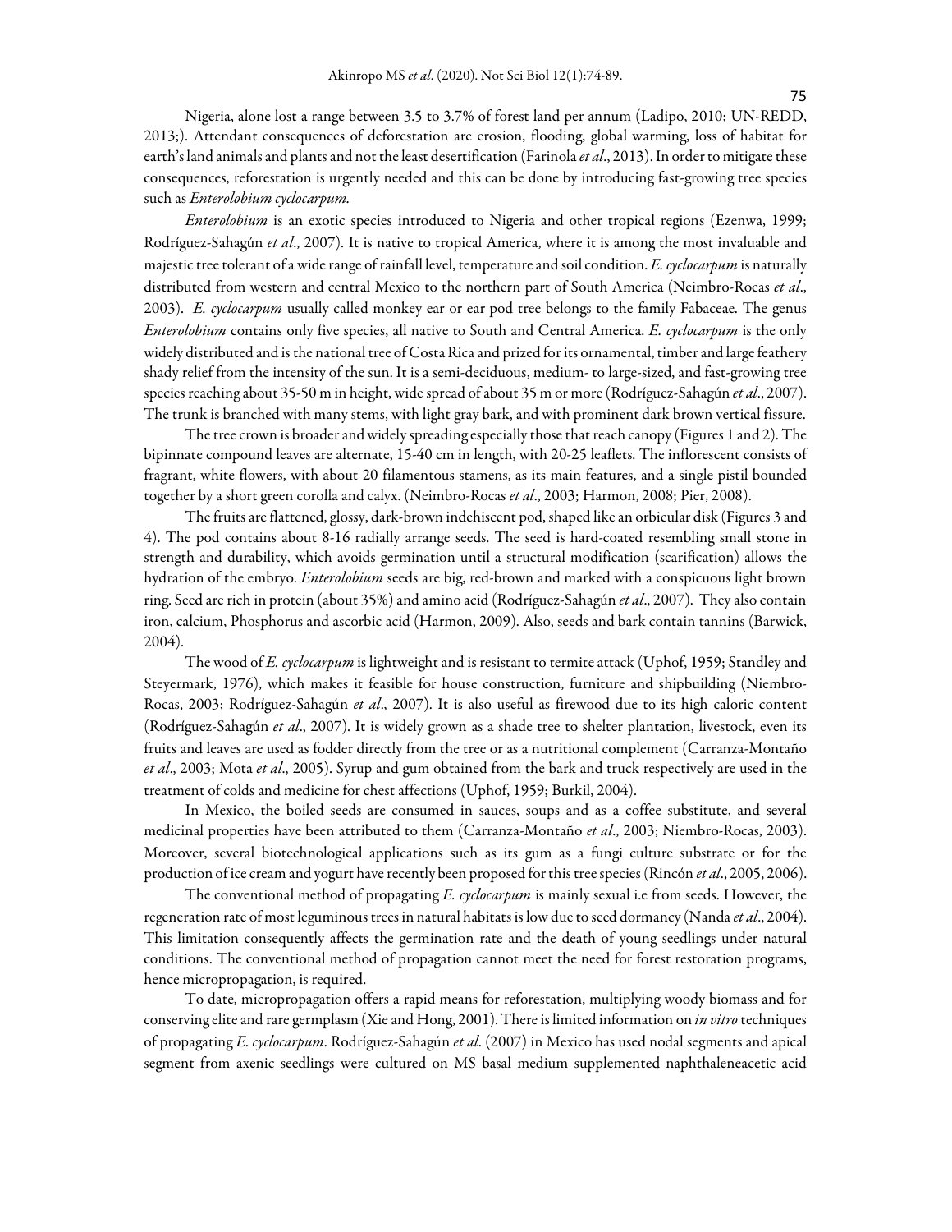Nigeria, alone lost a range between 3.5 to 3.7% of forest land per annum (Ladipo, 2010; UN-REDD, 2013;). Attendant consequences of deforestation are erosion, flooding, global warming, loss of habitat for earth's land animals and plants and not the least desertification (Farinola *et al*., 2013). In order to mitigate these consequences, reforestation is urgently needed and this can be done by introducing fast-growing tree species such as *Enterolobium cyclocarpum*.

*Enterolobium* is an exotic species introduced to Nigeria and other tropical regions (Ezenwa, 1999; Rodríguez-Sahagún *et al*., 2007). It is native to tropical America, where it is among the most invaluable and majestic tree tolerant of a wide range of rainfall level, temperature and soil condition. *E. cyclocarpum* is naturally distributed from western and central Mexico to the northern part of South America (Neimbro-Rocas *et al*., 2003). *E. cyclocarpum* usually called monkey ear or ear pod tree belongs to the family Fabaceae. The genus *Enterolobium* contains only five species, all native to South and Central America. *E. cyclocarpum* is the only widely distributed and is the national tree of Costa Rica and prized for its ornamental, timber and large feathery shady relief from the intensity of the sun. It is a semi-deciduous, medium- to large-sized, and fast-growing tree species reaching about 35-50 m in height, wide spread of about 35 m or more (Rodríguez-Sahagún *et al*., 2007). The trunk is branched with many stems, with light gray bark, and with prominent dark brown vertical fissure.

The tree crown is broader and widely spreading especially those that reach canopy (Figures 1 and 2). The bipinnate compound leaves are alternate, 15-40 cm in length, with 20-25 leaflets. The inflorescent consists of fragrant, white flowers, with about 20 filamentous stamens, as its main features, and a single pistil bounded together by a short green corolla and calyx. (Neimbro-Rocas *et al*., 2003; Harmon, 2008; Pier, 2008).

The fruits are flattened, glossy, dark-brown indehiscent pod, shaped like an orbicular disk (Figures 3 and 4). The pod contains about 8-16 radially arrange seeds. The seed is hard-coated resembling small stone in strength and durability, which avoids germination until a structural modification (scarification) allows the hydration of the embryo. *Enterolobuim* seeds are big, red-brown and marked with a conspicuous light brown ring. Seed are rich in protein (about 35%) and amino acid (Rodríguez-Sahagún *et al*., 2007). They also contain iron, calcium, Phosphorus and ascorbic acid (Harmon, 2009). Also, seeds and bark contain tannins (Barwick, 2004).

The wood of *E. cyclocarpum* is lightweight and is resistant to termite attack (Uphof, 1959; Standley and Steyermark, 1976), which makes it feasible for house construction, furniture and shipbuilding (Niembro-Rocas, 2003; Rodríguez-Sahagún *et al*., 2007). It is also useful as firewood due to its high caloric content (Rodríguez-Sahagún *et al*., 2007). It is widely grown as a shade tree to shelter plantation, livestock, even its fruits and leaves are used as fodder directly from the tree or as a nutritional complement (Carranza-Montaño *et al*., 2003; Mota *et al*., 2005). Syrup and gum obtained from the bark and truck respectively are used in the treatment of colds and medicine for chest affections (Uphof, 1959; Burkil, 2004).

In Mexico, the boiled seeds are consumed in sauces, soups and as a coffee substitute, and several medicinal properties have been attributed to them (Carranza-Montaño *et al*., 2003; Niembro-Rocas, 2003). Moreover, several biotechnological applications such as its gum as a fungi culture substrate or for the production of ice cream and yogurt have recently been proposed for this tree species (Rincón *et al*., 2005, 2006).

The conventional method of propagating *E. cyclocarpum* is mainly sexual i.e from seeds. However, the regeneration rate of most leguminous trees in natural habitats is low due to seed dormancy (Nanda *et al*., 2004). This limitation consequently affects the germination rate and the death of young seedlings under natural conditions. The conventional method of propagation cannot meet the need for forest restoration programs, hence micropropagation, is required.

To date, micropropagation offers a rapid means for reforestation, multiplying woody biomass and for conserving elite and rare germplasm (Xie and Hong, 2001). There is limited information on *in vitro* techniques of propagating *E. cyclocarpum*. Rodríguez-Sahagún *et al*. (2007) in Mexico has used nodal segments and apical segment from axenic seedlings were cultured on MS basal medium supplemented naphthaleneacetic acid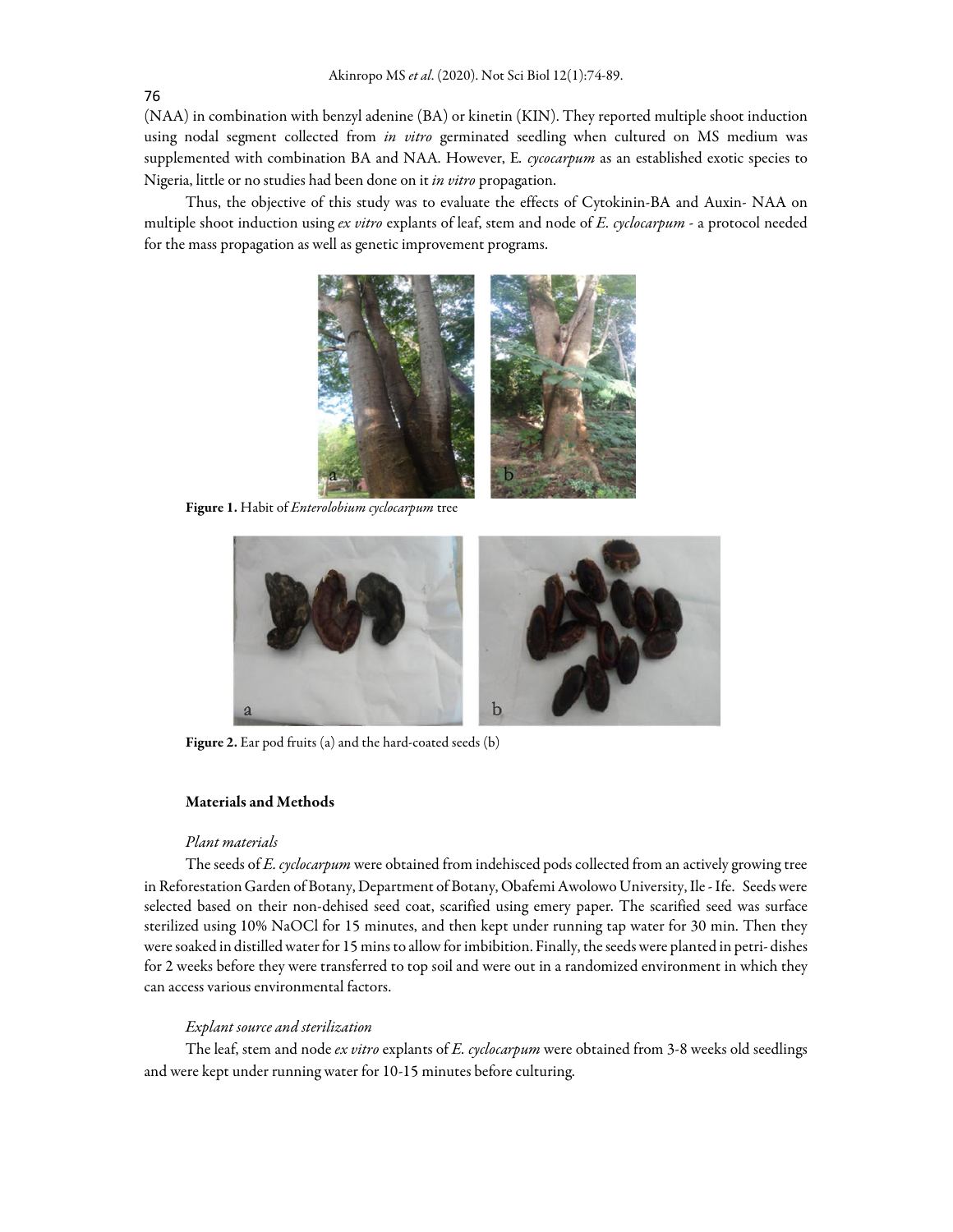(NAA) in combination with benzyl adenine (BA) or kinetin (KIN). They reported multiple shoot induction using nodal segment collected from *in vitro* germinated seedling when cultured on MS medium was supplemented with combination BA and NAA. However, E. *cycocarpum* as an established exotic species to Nigeria, little or no studies had been done on it *in vitro* propagation.

Thus, the objective of this study was to evaluate the effects of Cytokinin-BA and Auxin- NAA on multiple shoot induction using *ex vitro* explants of leaf, stem and node of *E. cyclocarpum* - a protocol needed for the mass propagation as well as genetic improvement programs.

**Figure 1.** Habit of *Enterolobium cyclocarpum* tree

**Figure 2.** Ear pod fruits (a) and the hard-coated seeds (b)

## Materials and Methods

### *Plant materials*

The seeds of *E. cyclocarpum* were obtained from indehisced pods collected from an actively growing tree in Reforestation Garden of Botany, Department of Botany, Obafemi Awolowo University, Ile - Ife. Seeds were selected based on their non-dehised seed coat, scarified using emery paper. The scarified seed was surface sterilized using 10% NaOCl for 15 minutes, and then kept under running tap water for 30 min. Then they were soaked in distilled water for 15 mins to allow for imbibition. Finally, the seeds were planted in petri- dishes for 2 weeks before they were transferred to top soil and were out in a randomized environment in which they can access various environmental factors.

### *Explant source and sterilization*

The leaf, stem and node *ex vitro* explants of *E. cyclocarpum* were obtained from 3-8 weeks old seedlings and were kept under running water for 10-15 minutes before culturing.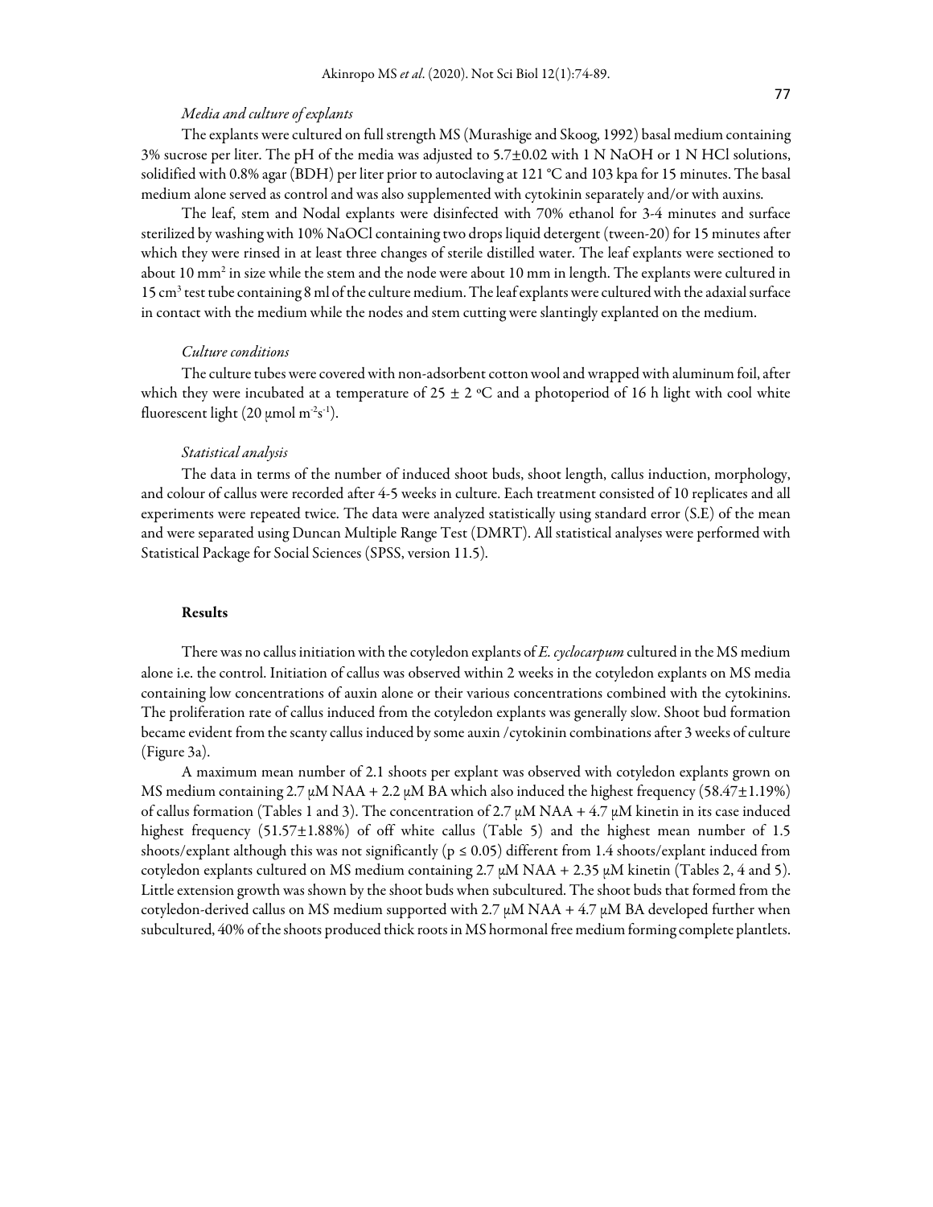*Media and culture of explants*

The explants were cultured on full strength MS (Murashige and Skoog, 1992) basal medium containing 3% sucrose per liter. The pH of the media was adjusted to 5.7±0.02 with 1 N NaOH or 1 N HCl solutions, solidified with 0.8% agar (BDH) per liter prior to autoclaving at 121 °C and 103 kpa for 15 minutes. The basal medium alone served as control and was also supplemented with cytokinin separately and/or with auxins.

The leaf, stem and Nodal explants were disinfected with 70% ethanol for 3-4 minutes and surface sterilized by washing with 10% NaOCl containing two drops liquid detergent (tween-20) for 15 minutes after which they were rinsed in at least three changes of sterile distilled water. The leaf explants were sectioned to about 10 $mm^2$ in size while the stem and the node were about 10 mm in length. The explants were cultured in 15 $cm^3$ test tube containing 8 ml of the culture medium. The leaf explants were cultured with the adaxial surface in contact with the medium while the nodes and stem cutting were slantingly explanted on the medium.

*Culture conditions*

The culture tubes were covered with non-adsorbent cotton wool and wrapped with aluminum foil, after which they were incubated at a temperature of 25 ± 2 °C and a photoperiod of 16 h light with cool white fluorescent light (20 µmol $m^{-2}s^{-1}$).

*Statistical analysis*

The data in terms of the number of induced shoot buds, shoot length, callus induction, morphology, and colour of callus were recorded after 4-5 weeks in culture. Each treatment consisted of 10 replicates and all experiments were repeated twice. The data were analyzed statistically using standard error (S.E) of the mean and were separated using Duncan Multiple Range Test (DMRT). All statistical analyses were performed with Statistical Package for Social Sciences (SPSS, version 11.5).

## Results

There was no callus initiation with the cotyledon explants of *E. cyclocarpum* cultured in the MS medium alone i.e. the control. Initiation of callus was observed within 2 weeks in the cotyledon explants on MS media containing low concentrations of auxin alone or their various concentrations combined with the cytokinins. The proliferation rate of callus induced from the cotyledon explants was generally slow. Shoot bud formation became evident from the scanty callus induced by some auxin /cytokinin combinations after 3 weeks of culture (Figure 3a).

A maximum mean number of 2.1 shoots per explant was observed with cotyledon explants grown on MS medium containing 2.7 µM NAA + 2.2 µM BA which also induced the highest frequency (58.47±1.19%) of callus formation (Tables 1 and 3). The concentration of 2.7 µM NAA + 4.7 µM kinetin in its case induced highest frequency (51.57±1.88%) of off white callus (Table 5) and the highest mean number of 1.5 shoots/explant although this was not significantly ($p \leq 0.05$) different from 1.4 shoots/explant induced from cotyledon explants cultured on MS medium containing 2.7 µM NAA + 2.35 µM kinetin (Tables 2, 4 and 5). Little extension growth was shown by the shoot buds when subcultured. The shoot buds that formed from the cotyledon-derived callus on MS medium supported with 2.7 µM NAA + 4.7 µM BA developed further when subcultured, 40% of the shoots produced thick roots in MS hormonal free medium forming complete plantlets.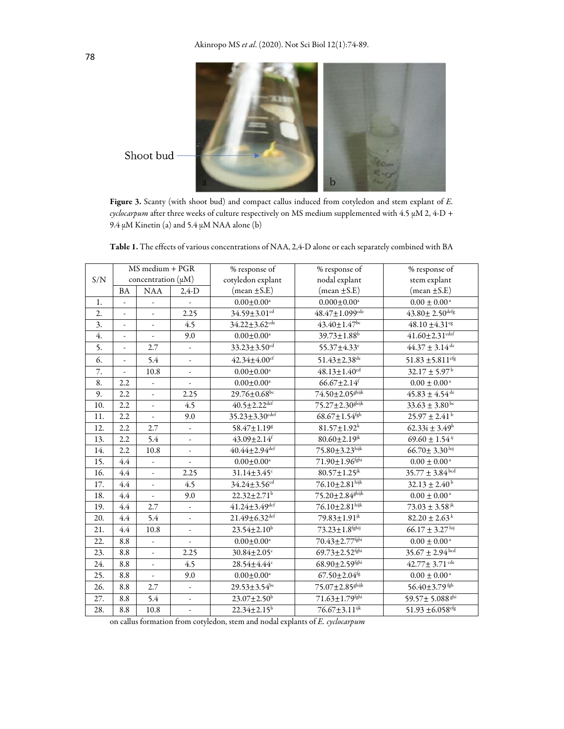Shoot bud

a b

**Figure 3.** Scanty (with shoot bud) and compact callus induced from cotyledon and stem explant of *E. cyclocarpum* after three weeks of culture respectively on MS medium supplemented with 4.5 μM 2, 4-D + 9.4 μM Kinetin (a) and 5.4 μM NAA alone (b)

**Table 1.** The effects of various concentrations of NAA, 2,4-D alone or each separately combined with BA on callus formation from cotyledon, stem and nodal explants of *E. cyclocarpum*

| S/N | MS medium + PGR concentration (μM) | | | % response of cotyledon explant (mean ±S.E) | % response of nodal explant (mean ±S.E) | % response of stem explant (mean ±S.E) |
|---|---|---|---|---|---|---|
| | BA | NAA | 2,4-D | | | |
| 1. | - | - | - | 0.00±0.00[a] | 0.000±0.00[a] | 0.00 ± 0.00[a] |
| 2. | - | - | 2.25 | 34.59±3.01[cd] | 48.47±1.099[cde] | 43.80± 2.50[defg] |
| 3. | - | - | 4.5 | 34.22±3.62[cde] | 43.40±1.47[bc] | 48.10 ±4.31[eg] |
| 4. | - | - | 9.0 | 0.00±0.00[a] | 39.73±1.88[b] | 41.60±2.31[cdef] |
| 5. | - | 2.7 | - | 33.23±3.50[cd] | 55.37±4.33[e] | 44.37 ± 3.14[de] |
| 6. | - | 5.4 | - | 42.34±4.00[ef] | 51.43±2.38[de] | 51.83 ±5.811[efg] |
| 7. | - | 10.8 | - | 0.00±0.00[a] | 48.13±1.40[cd] | 32.17 ± 5.97[b] |
| 8. | 2.2 | - | - | 0.00±0.00[a] | 66.67±2.14[f] | 0.00 ± 0.00[a] |
| 9. | 2.2 | - | 2.25 | 29.76±0.68[bc] | 74.50±2.05[ghijk] | 45.83 ± 4.54[de] |
| 10. | 2.2 | - | 4.5 | 40.5±2.22[def] | 75.27±2.30[ghijk] | 33.63 ± 3.80[bc] |
| 11. | 2.2 | - | 9.0 | 35.23±3.30[cdef] | 68.67±1.54[fgh] | 25.97 ± 2.41[b] |
| 12. | 2.2 | 2.7 | - | 58.47±1.19[g] | 81.57±1.92[k] | 62.33i ± 3.49[h] |
| 13. | 2.2 | 5.4 | - | 43.09±2.14[f] | 80.60±2.19[jk] | 69.60 ± 1.54[ij] |
| 14. | 2.2 | 10.8 | - | 40.44±2.94[def] | 75.80±3.23[hijk] | 66.70± 3.30[hij] |
| 15. | 4.4 | - | - | 0.00±0.00[a] | 71.90±1.96[fghi] | 0.00 ± 0.00[a] |
| 16. | 4.4 | - | 2.25 | 31.14±3.45[c] | 80.57±1.25[jk] | 35.77 ± 3.84[bcd] |
| 17. | 4.4 | - | 4.5 | 34.24±3.56[cd] | 76.10±2.81[hijk] | 32.13 ± 2.40[b] |
| 18. | 4.4 | - | 9.0 | 22.32±2.71[b] | 75.20±2.84[ghijk] | 0.00 ± 0.00[a] |
| 19. | 4.4 | 2.7 | - | 41.24±3.49[def] | 76.10±2.81[hijk] | 73.03 ± 3.58[jk] |
| 20. | 4.4 | 5.4 | - | 21.49±6.32[def] | 79.83±1.91[jk] | 82.20 ± 2.63[k] |
| 21. | 4.4 | 10.8 | - | 23.54±2.10[b] | 73.23±1.8[fghij] | 66.17 ± 3.27[hij] |
| 22. | 8.8 | - | - | 0.00±0.00[a] | 70.43±2.77[fghi] | 0.00 ± 0.00[a] |
| 23. | 8.8 | - | 2.25 | 30.84±2.05[c] | 69.73±2.52[fghi] | 35.67 ± 2.94[bcd] |
| 24. | 8.8 | - | 4.5 | 28.54±4.44[c] | 68.90±2.59[fghi] | 42.77± 3.71[cde] |
| 25. | 8.8 | - | 9.0 | 0.00±0.00[a] | 67.50±2.04[fg] | 0.00 ± 0.00[a] |
| 26. | 8.8 | 2.7 | - | 29.53±3.54[bc] | 75.07±2.85[ghijk] | 56.40±3.79[fgh] |
| 27. | 8.8 | 5.4 | - | 23.07±2.50[b] | 71.63±1.79[fghi] | 59.57± 5.088[ghi] |
| 28. | 8.8 | 10.8 | - | 22.34±2.15[b] | 76.67±3.11[ijk] | 51.93 ±6.058[efg] |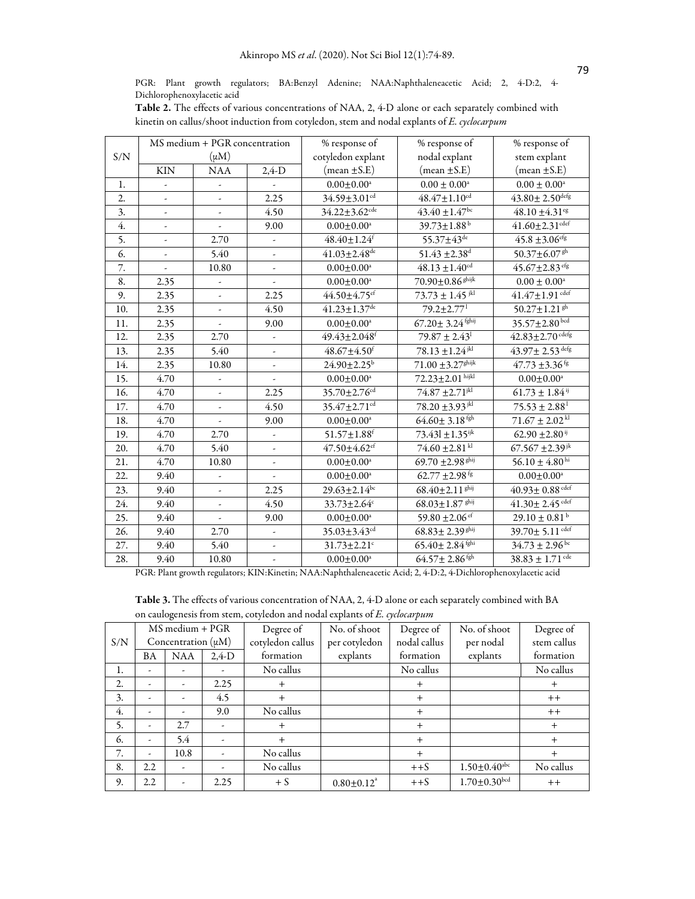PGR: Plant growth regulators; BA:Benzyl Adenine; NAA:Naphthaleneacetic Acid; 2, 4-D:2, 4-Dichlorophenoxylacetic acid

**Table 2.** The effects of various concentrations of NAA, 2, 4-D alone or each separately combined with kinetin on callus/shoot induction from cotyledon, stem and nodal explants of *E. cyclocarpum*

| S/N | MS medium + PGR concentration (μM) | | | % response of cotyledon explant (mean ±S.E) | % response of nodal explant (mean ±S.E) | % response of stem explant (mean ±S.E) |
|---|---|---|---|---|---|---|
| | KIN | NAA | 2,4-D | | | |
| 1. | - | - | - | 0.00±0.00[a] | 0.00 ± 0.00[a] | 0.00 ± 0.00[a] |
| 2. | - | - | 2.25 | 34.59±3.01[cd] | 48.47±1.10[cd] | 43.80± 2.50[defg] |
| 3. | - | - | 4.50 | 34.22±3.62[cde] | 43.40 ±1.47[bc] | 48.10 ±4.31[eg] |
| 4. | - | - | 9.00 | 0.00±0.00[a] | 39.73±1.88[b] | 41.60±2.31[cdef] |
| 5. | - | 2.70 | - | 48.40±1.24[f] | 55.37±43[de] | 45.8 ±3.06[efg] |
| 6. | - | 5.40 | - | 41.03±2.48[de] | 51.43 ±2.38[d] | 50.37±6.07[gh] |
| 7. | - | 10.80 | - | 0.00±0.00[a] | 48.13 ±1.40[cd] | 45.67±2.83[efg] |
| 8. | 2.35 | - | - | 0.00±0.00[a] | 70.90±0.86[ghijk] | 0.00 ± 0.00[a] |
| 9. | 2.35 | - | 2.25 | 44.50±4.75[ef] | 73.73 ± 1.45[jkl] | 41.47±1.91[cdef] |
| 10. | 2.35 | - | 4.50 | 41.23±1.37[de] | 79.2±2.77[l] | 50.27±1.21[gh] |
| 11. | 2.35 | - | 9.00 | 0.00±0.00[a] | 67.20± 3.24[fghij] | 35.57±2.80[bcd] |
| 12. | 2.35 | 2.70 | - | 49.43±2.048[f] | 79.87 ± 2.43[l] | 42.83±2.70[cdefg] |
| 13. | 2.35 | 5.40 | - | 48.67±4.50[f] | 78.13 ±1.24[jkl] | 43.97± 2.53[defg] |
| 14. | 2.35 | 10.80 | - | 24.90±2.25[b] | 71.00 ±3.27[ghijk] | 47.73 ±3.36[fg] |
| 15. | 4.70 | - | - | 0.00±0.00[a] | 72.23±2.01[hijkl] | 0.00±0.00[a] |
| 16. | 4.70 | - | 2.25 | 35.70±2.76[cd] | 74.87 ±2.71[jkl] | 61.73 ± 1.84[ij] |
| 17. | 4.70 | - | 4.50 | 35.47±2.71[cd] | 78.20 ±3.93[jkl] | 75.53 ± 2.88[l] |
| 18. | 4.70 | - | 9.00 | 0.00±0.00[a] | 64.60± 3.18[fgh] | 71.67 ± 2.02[kl] |
| 19. | 4.70 | 2.70 | - | 51.57±1.88[f] | 73.43l ±1.35[ijk] | 62.90 ±2.80[ij] |
| 20. | 4.70 | 5.40 | - | 47.50±4.62[ef] | 74.60 ±2.81[kl] | 67.567 ±2.39[jk] |
| 21. | 4.70 | 10.80 | - | 0.00±0.00[a] | 69.70 ±2.98[ghij] | 56.10 ± 4.80[hi] |
| 22. | 9.40 | - | - | 0.00±0.00[a] | 62.77 ±2.98[fg] | 0.00±0.00[a] |
| 23. | 9.40 | - | 2.25 | 29.63±2.14[bc] | 68.40±2.11[ghij] | 40.93± 0.88[cdef] |
| 24. | 9.40 | - | 4.50 | 33.73±2.64[c] | 68.03±1.87[ghij] | 41.30± 2.45[cdef] |
| 25. | 9.40 | - | 9.00 | 0.00±0.00[a] | 59.80 ±2.06[ef] | 29.10 ± 0.81[b] |
| 26. | 9.40 | 2.70 | - | 35.03±3.43[cd] | 68.83± 2.39[ghij] | 39.70± 5.11[cdef] |
| 27. | 9.40 | 5.40 | - | 31.73±2.21[c] | 65.40± 2.84[fghi] | 34.73 ± 2.96[bc] |
| 28. | 9.40 | 10.80 | - | 0.00±0.00[a] | 64.57± 2.86[fgh] | 38.83 ± 1.71[cde] |

PGR: Plant growth regulators; KIN:Kinetin; NAA:Naphthaleneacetic Acid; 2, 4-D:2, 4-Dichlorophenoxylacetic acid

**Table 3.** The effects of various concentration of NAA, 2, 4-D alone or each separately combined with BA on caulogenesis from stem, cotyledon and nodal explants of *E. cyclocarpum*

| S/N | MS medium + PGR Concentration (μM) | | | Degree of cotyledon callus formation | No. of shoot per cotyledon explants | Degree of nodal callus formation | No. of shoot per nodal explants | Degree of stem callus formation |
|---|---|---|---|---|---|---|---|---|
| | BA | NAA | 2,4-D | | | | | |
| 1. | - | - | - | No callus | | No callus | | No callus |
| 2. | - | - | 2.25 | + | | + | | + |
| 3. | - | - | 4.5 | + | | + | | ++ |
| 4. | - | - | 9.0 | No callus | | + | | ++ |
| 5. | - | 2.7 | - | + | | + | | + |
| 6. | - | 5.4 | - | + | | + | | + |
| 7. | - | 10.8 | - | No callus | | + | | + |
| 8. | 2.2 | - | - | No callus | | ++S | 1.50±0.40[abc] | No callus |
| 9. | 2.2 | - | 2.25 | + S | 0.80±0.12[a] | ++S | 1.70±0.30[bcd] | ++ |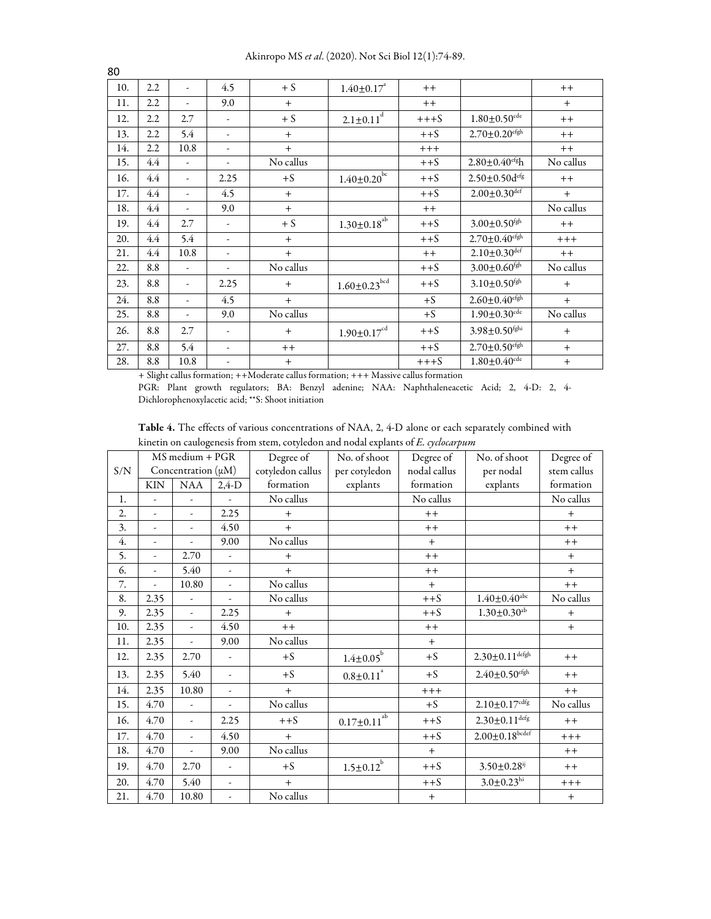| 10. | 2.2 | - | 4.5 | + S | 1.40±0.17[a] | ++ | | ++ |
|---|---|---|---|---|---|---|---|---|
| 11. | 2.2 | - | 9.0 | + | | ++ | | + |
| 12. | 2.2 | 2.7 | - | + S | 2.1±0.11[d] | +++S | 1.80±0.50[cde] | ++ |
| 13. | 2.2 | 5.4 | - | + | | ++S | 2.70±0.20[efgh] | ++ |
| 14. | 2.2 | 10.8 | - | + | | +++ | | ++ |
| 15. | 4.4 | - | - | No callus | | ++S | 2.80±0.40[efg]h | No callus |
| 16. | 4.4 | - | 2.25 | +S | 1.40±0.20[bc] | ++S | 2.50±0.50d[efg] | ++ |
| 17. | 4.4 | - | 4.5 | + | | ++S | 2.00±0.30[def] | + |
| 18. | 4.4 | - | 9.0 | + | | ++ | | No callus |
| 19. | 4.4 | 2.7 | - | + S | 1.30±0.18[ab] | ++S | 3.00±0.50[fgh] | ++ |
| 20. | 4.4 | 5.4 | - | + | | ++S | 2.70±0.40[efgh] | +++ |
| 21. | 4.4 | 10.8 | - | + | | ++ | 2.10±0.30[def] | ++ |
| 22. | 8.8 | - | - | No callus | | ++S | 3.00±0.60[fgh] | No callus |
| 23. | 8.8 | - | 2.25 | + | 1.60±0.23[bcd] | ++S | 3.10±0.50[fgh] | + |
| 24. | 8.8 | - | 4.5 | + | | +S | 2.60±0.40[efgh] | + |
| 25. | 8.8 | - | 9.0 | No callus | | +S | 1.90±0.30[cde] | No callus |
| 26. | 8.8 | 2.7 | - | + | 1.90±0.17[cd] | ++S | 3.98±0.50[fghi] | + |
| 27. | 8.8 | 5.4 | - | ++ | | ++S | 2.70±0.50[efgh] | + |
| 28. | 8.8 | 10.8 | - | + | | +++S | 1.80±0.40[cde] | + |

+ Slight callus formation; ++Moderate callus formation; +++ Massive callus formation

PGR: Plant growth regulators; BA: Benzyl adenine; NAA: Naphthaleneacetic Acid; 2, 4-D: 2, 4-Dichlorophenoxylacetic acid; **S: Shoot initiation

**Table 4.** The effects of various concentrations of NAA, 2, 4-D alone or each separately combined with kinetin on caulogenesis from stem, cotyledon and nodal explants of *E. cyclocarpum*

| S/N | MS medium + PGR Concentration (μM) | | | Degree of cotyledon callus formation | No. of shoot per cotyledon explants | Degree of nodal callus formation | No. of shoot per nodal explants | Degree of stem callus formation |
|---|---|---|---|---|---|---|---|---|
| | KIN | NAA | 2,4-D | | | | | |
| 1. | - | - | - | No callus | | No callus | | No callus |
| 2. | - | - | 2.25 | + | | ++ | | + |
| 3. | - | - | 4.50 | + | | ++ | | ++ |
| 4. | - | - | 9.00 | No callus | | + | | ++ |
| 5. | - | 2.70 | - | + | | ++ | | + |
| 6. | - | 5.40 | - | + | | ++ | | + |
| 7. | - | 10.80 | - | No callus | | + | | ++ |
| 8. | 2.35 | - | - | No callus | | ++S | 1.40±0.40[abc] | No callus |
| 9. | 2.35 | - | 2.25 | + | | ++S | 1.30±0.30[ab] | + |
| 10. | 2.35 | - | 4.50 | ++ | | ++ | | + |
| 11. | 2.35 | - | 9.00 | No callus | | + | | |
| 12. | 2.35 | 2.70 | - | +S | 1.4±0.05[b] | +S | 2.30±0.11[defgh] | ++ |
| 13. | 2.35 | 5.40 | - | +S | 0.8±0.11[a] | +S | 2.40±0.50[efgh] | ++ |
| 14. | 2.35 | 10.80 | - | + | | +++ | | ++ |
| 15. | 4.70 | - | - | No callus | | +S | 2.10±0.17[cdfg] | No callus |
| 16. | 4.70 | - | 2.25 | ++S | 0.17±0.11[ab] | ++S | 2.30±0.11[defg] | ++ |
| 17. | 4.70 | - | 4.50 | + | | ++S | 2.00±0.18[bcdef] | +++ |
| 18. | 4.70 | - | 9.00 | No callus | | + | | ++ |
| 19. | 4.70 | 2.70 | - | +S | 1.5±0.12[b] | ++S | 3.50±0.28[ij] | ++ |
| 20. | 4.70 | 5.40 | - | + | | ++S | 3.0±0.23[hi] | +++ |
| 21. | 4.70 | 10.80 | - | No callus | | + | | + |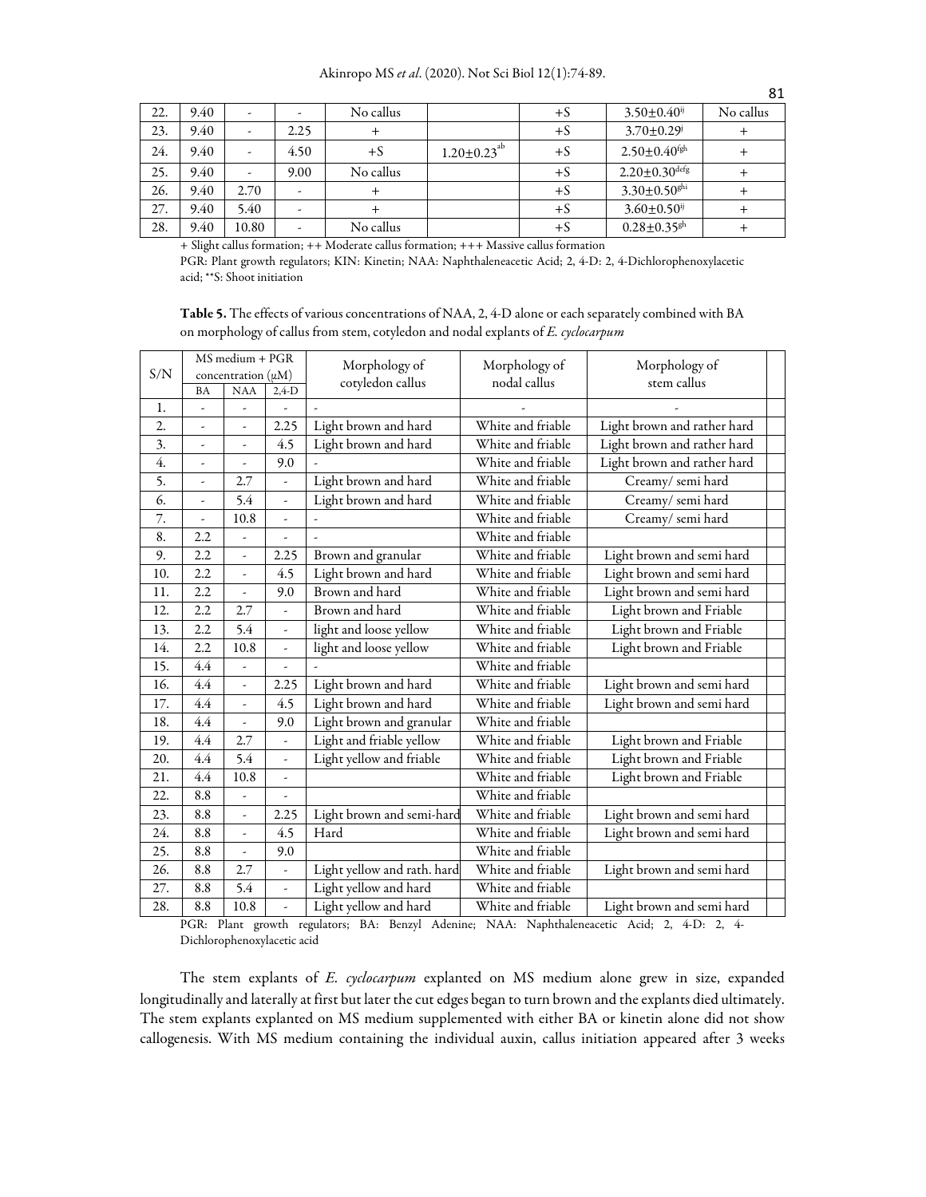| 22. | 9.40 | - | - | No callus | | +S | $3.50±0.40^{ij}$ | No callus |
|---|---|---|---|---|---|---|---|---|
| 23. | 9.40 | - | 2.25 | + | | +S | $3.70±0.29^{j}$ | + |
| 24. | 9.40 | - | 4.50 | +S | $1.20±0.23^{ab}$ | +S | $2.50±0.40^{fgh}$ | + |
| 25. | 9.40 | - | 9.00 | No callus | | +S | $2.20±0.30^{defg}$ | + |
| 26. | 9.40 | 2.70 | - | + | | +S | $3.30±0.50^{ghi}$ | + |
| 27. | 9.40 | 5.40 | - | + | | +S | $3.60±0.50^{ij}$ | + |
| 28. | 9.40 | 10.80 | - | No callus | | +S | $0.28±0.35^{gh}$ | + |

+ Slight callus formation; ++ Moderate callus formation; +++ Massive callus formation

PGR: Plant growth regulators; KIN: Kinetin; NAA: Naphthaleneacetic Acid; 2, 4-D: 2, 4-Dichlorophenoxylacetic acid; **S: Shoot initiation

**Table 5.** The effects of various concentrations of NAA, 2, 4-D alone or each separately combined with BA on morphology of callus from stem, cotyledon and nodal explants of *E. cyclocarpum*

| S/N | MS medium + PGR concentration (μM) | | | Morphology of cotyledon callus | Morphology of nodal callus | Morphology of stem callus |
|---|---|---|---|---|---|---|
| | BA | NAA | 2,4-D | | | |
| 1. | - | - | - | - | - | - |
| 2. | - | - | 2.25 | Light brown and hard | White and friable | Light brown and rather hard |
| 3. | - | - | 4.5 | Light brown and hard | White and friable | Light brown and rather hard |
| 4. | - | - | 9.0 | - | White and friable | Light brown and rather hard |
| 5. | - | 2.7 | - | Light brown and hard | White and friable | Creamy/ semi hard |
| 6. | - | 5.4 | - | Light brown and hard | White and friable | Creamy/ semi hard |
| 7. | - | 10.8 | - | - | White and friable | Creamy/ semi hard |
| 8. | 2.2 | - | - | - | White and friable | |
| 9. | 2.2 | - | 2.25 | Brown and granular | White and friable | Light brown and semi hard |
| 10. | 2.2 | - | 4.5 | Light brown and hard | White and friable | Light brown and semi hard |
| 11. | 2.2 | - | 9.0 | Brown and hard | White and friable | Light brown and semi hard |
| 12. | 2.2 | 2.7 | - | Brown and hard | White and friable | Light brown and Friable |
| 13. | 2.2 | 5.4 | - | light and loose yellow | White and friable | Light brown and Friable |
| 14. | 2.2 | 10.8 | - | light and loose yellow | White and friable | Light brown and Friable |
| 15. | 4.4 | - | - | - | White and friable | |
| 16. | 4.4 | - | 2.25 | Light brown and hard | White and friable | Light brown and semi hard |
| 17. | 4.4 | - | 4.5 | Light brown and hard | White and friable | Light brown and semi hard |
| 18. | 4.4 | - | 9.0 | Light brown and granular | White and friable | |
| 19. | 4.4 | 2.7 | - | Light and friable yellow | White and friable | Light brown and Friable |
| 20. | 4.4 | 5.4 | - | Light yellow and friable | White and friable | Light brown and Friable |
| 21. | 4.4 | 10.8 | - | | White and friable | Light brown and Friable |
| 22. | 8.8 | - | - | | White and friable | |
| 23. | 8.8 | - | 2.25 | Light brown and semi-hard | White and friable | Light brown and semi hard |
| 24. | 8.8 | - | 4.5 | Hard | White and friable | Light brown and semi hard |
| 25. | 8.8 | - | 9.0 | | White and friable | |
| 26. | 8.8 | 2.7 | - | Light yellow and rath. hard | White and friable | Light brown and semi hard |
| 27. | 8.8 | 5.4 | - | Light yellow and hard | White and friable | |
| 28. | 8.8 | 10.8 | - | Light yellow and hard | White and friable | Light brown and semi hard |

PGR: Plant growth regulators; BA: Benzyl Adenine; NAA: Naphthaleneacetic Acid; 2, 4-D: 2, 4-Dichlorophenoxylacetic acid

The stem explants of *E. cyclocarpum* explanted on MS medium alone grew in size, expanded longitudinally and laterally at first but later the cut edges began to turn brown and the explants died ultimately. The stem explants explanted on MS medium supplemented with either BA or kinetin alone did not show callogenesis. With MS medium containing the individual auxin, callus initiation appeared after 3 weeks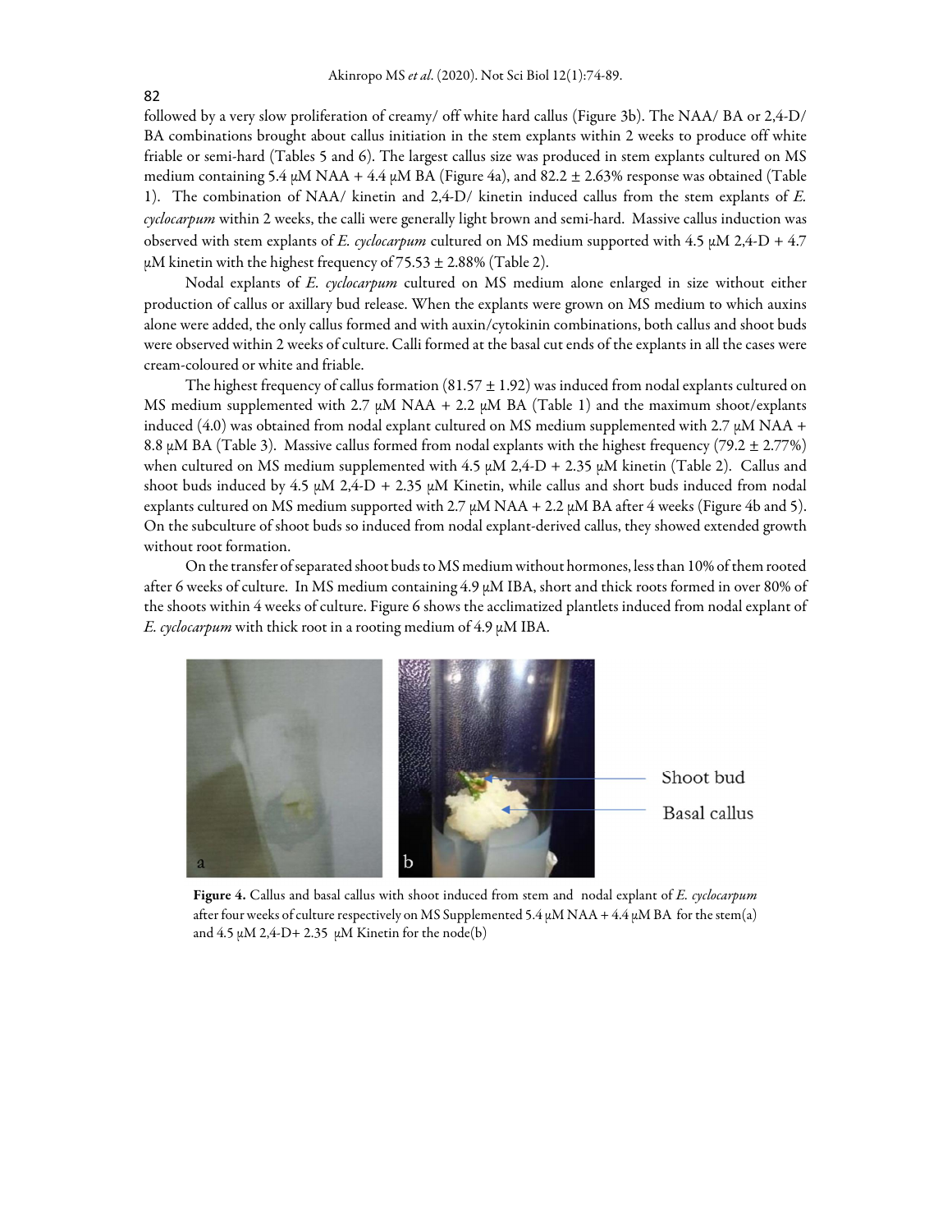followed by a very slow proliferation of creamy/ off white hard callus (Figure 3b). The NAA/ BA or 2,4-D/ BA combinations brought about callus initiation in the stem explants within 2 weeks to produce off white friable or semi-hard (Tables 5 and 6). The largest callus size was produced in stem explants cultured on MS medium containing 5.4 μM NAA + 4.4 μM BA (Figure 4a), and 82.2 ± 2.63% response was obtained (Table 1). The combination of NAA/ kinetin and 2,4-D/ kinetin induced callus from the stem explants of *E. cyclocarpum* within 2 weeks, the calli were generally light brown and semi-hard. Massive callus induction was observed with stem explants of *E. cyclocarpum* cultured on MS medium supported with 4.5 μM 2,4-D + 4.7 μM kinetin with the highest frequency of 75.53 ± 2.88% (Table 2).

Nodal explants of *E. cyclocarpum* cultured on MS medium alone enlarged in size without either production of callus or axillary bud release. When the explants were grown on MS medium to which auxins alone were added, the only callus formed and with auxin/cytokinin combinations, both callus and shoot buds were observed within 2 weeks of culture. Calli formed at the basal cut ends of the explants in all the cases were cream-coloured or white and friable.

The highest frequency of callus formation (81.57 ± 1.92) was induced from nodal explants cultured on MS medium supplemented with 2.7 μM NAA + 2.2 μM BA (Table 1) and the maximum shoot/explants induced (4.0) was obtained from nodal explant cultured on MS medium supplemented with 2.7 μM NAA + 8.8 μM BA (Table 3). Massive callus formed from nodal explants with the highest frequency (79.2 ± 2.77%) when cultured on MS medium supplemented with 4.5 μM 2,4-D + 2.35 μM kinetin (Table 2). Callus and shoot buds induced by 4.5 μM 2,4-D + 2.35 μM Kinetin, while callus and short buds induced from nodal explants cultured on MS medium supported with 2.7 μM NAA + 2.2 μM BA after 4 weeks (Figure 4b and 5). On the subculture of shoot buds so induced from nodal explant-derived callus, they showed extended growth without root formation.

On the transfer of separated shoot buds to MS medium without hormones, less than 10% of them rooted after 6 weeks of culture. In MS medium containing 4.9 μM IBA, short and thick roots formed in over 80% of the shoots within 4 weeks of culture. Figure 6 shows the acclimatized plantlets induced from nodal explant of *E. cyclocarpum* with thick root in a rooting medium of 4.9 μM IBA.

**Figure 4.** Callus and basal callus with shoot induced from stem and nodal explant of *E. cyclocarpum* after four weeks of culture respectively on MS Supplemented 5.4 μM NAA + 4.4 μM BA for the stem(a) and 4.5 μM 2,4-D+ 2.35 μM Kinetin for the node(b)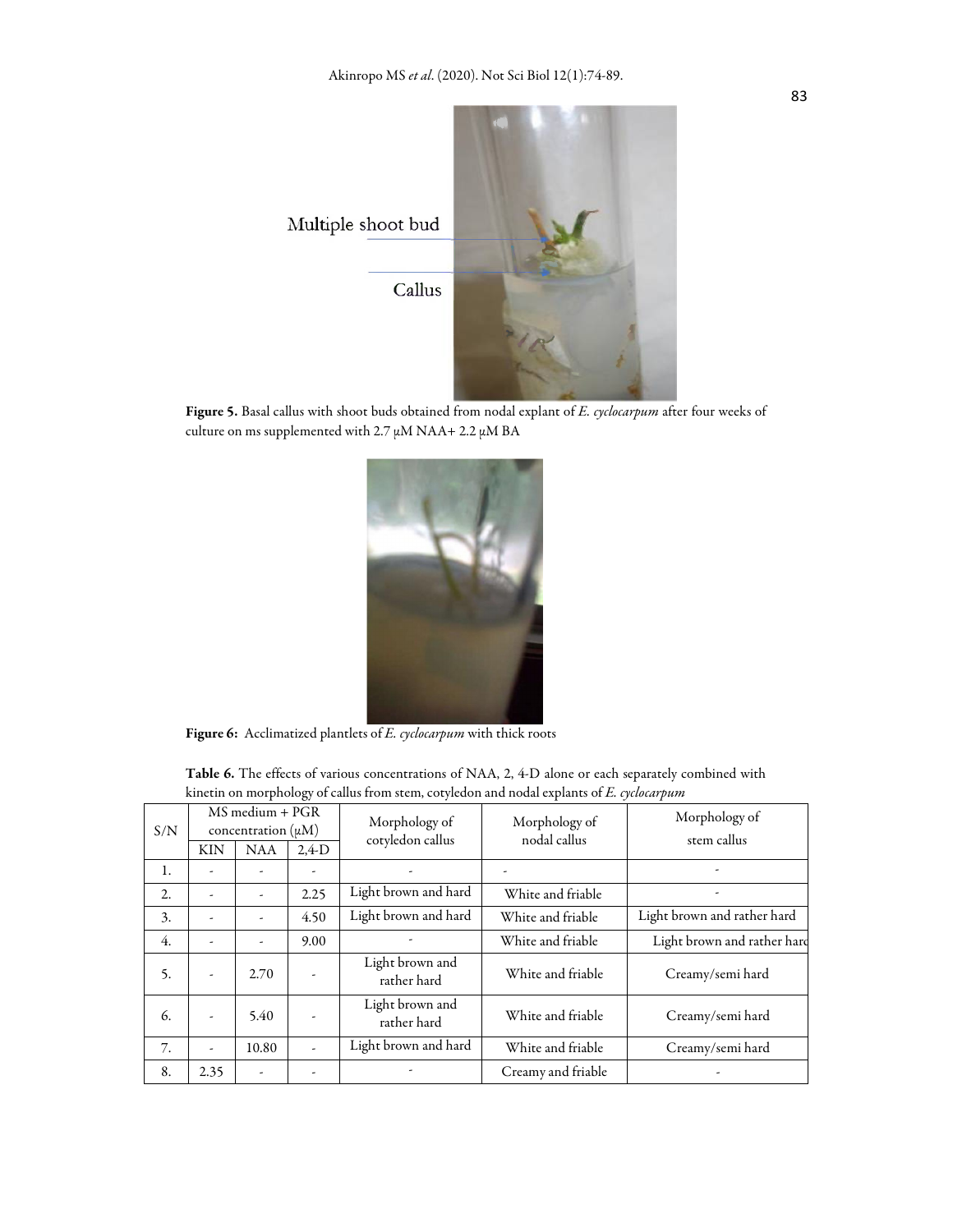Multiple shoot bud

Callus

**Figure 5.** Basal callus with shoot buds obtained from nodal explant of *E. cyclocarpum* after four weeks of culture on ms supplemented with 2.7 μM NAA+ 2.2 μM BA

**Figure 6:** Acclimatized plantlets of *E. cyclocarpum* with thick roots

**Table 6.** The effects of various concentrations of NAA, 2, 4-D alone or each separately combined with kinetin on morphology of callus from stem, cotyledon and nodal explants of *E. cyclocarpum*

| S/N | MS medium + PGR concentration (μM) | | | Morphology of cotyledon callus | Morphology of nodal callus | Morphology of stem callus |
|---|---|---|---|---|---|---|
| | KIN | NAA | 2,4-D | | | |
| 1. | - | - | - | - | - | - |
| 2. | - | - | 2.25 | Light brown and hard | White and friable | - |
| 3. | - | - | 4.50 | Light brown and hard | White and friable | Light brown and rather hard |
| 4. | - | - | 9.00 | - | White and friable | Light brown and rather hard |
| 5. | - | 2.70 | - | Light brown and rather hard | White and friable | Creamy/semi hard |
| 6. | - | 5.40 | - | Light brown and rather hard | White and friable | Creamy/semi hard |
| 7. | - | 10.80 | - | Light brown and hard | White and friable | Creamy/semi hard |
| 8. | 2.35 | - | - | - | Creamy and friable | - |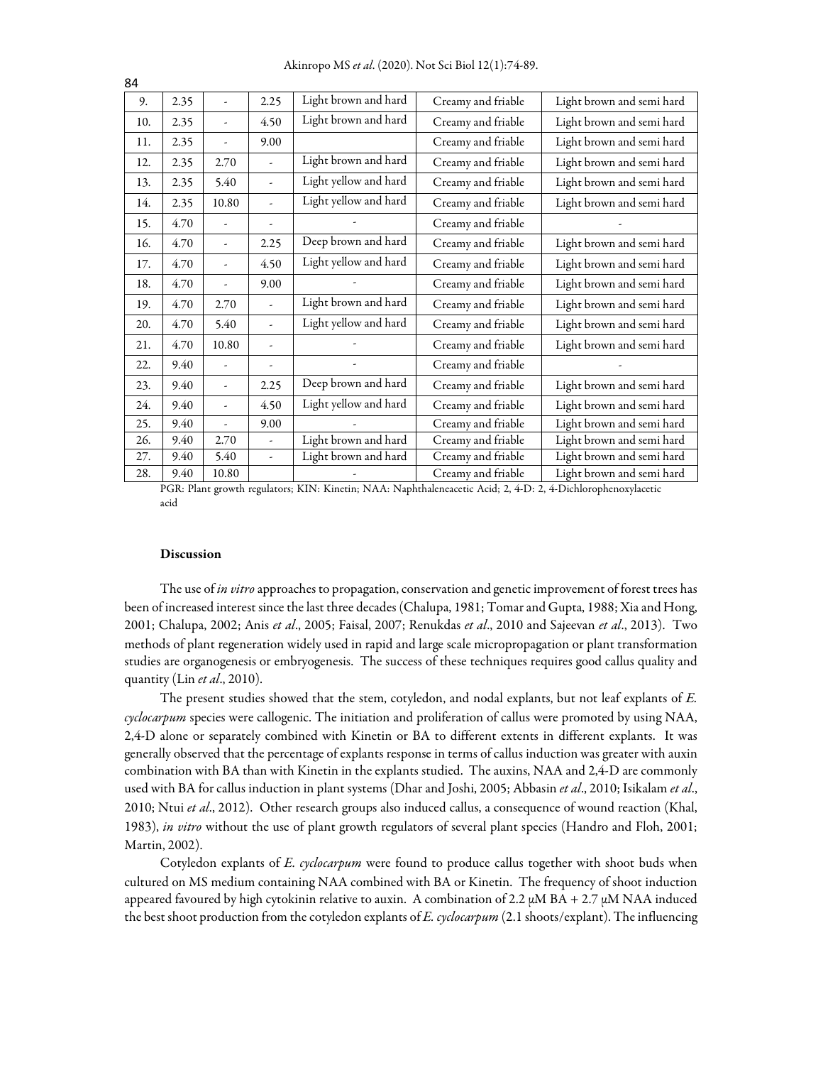| 9. | 2.35 | - | 2.25 | Light brown and hard | Creamy and friable | Light brown and semi hard |
|---|---|---|---|---|---|---|
| 10. | 2.35 | - | 4.50 | Light brown and hard | Creamy and friable | Light brown and semi hard |
| 11. | 2.35 | - | 9.00 | | Creamy and friable | Light brown and semi hard |
| 12. | 2.35 | 2.70 | - | Light brown and hard | Creamy and friable | Light brown and semi hard |
| 13. | 2.35 | 5.40 | - | Light yellow and hard | Creamy and friable | Light brown and semi hard |
| 14. | 2.35 | 10.80 | - | Light yellow and hard | Creamy and friable | Light brown and semi hard |
| 15. | 4.70 | - | - | - | Creamy and friable | - |
| 16. | 4.70 | - | 2.25 | Deep brown and hard | Creamy and friable | Light brown and semi hard |
| 17. | 4.70 | - | 4.50 | Light yellow and hard | Creamy and friable | Light brown and semi hard |
| 18. | 4.70 | - | 9.00 | - | Creamy and friable | Light brown and semi hard |
| 19. | 4.70 | 2.70 | - | Light brown and hard | Creamy and friable | Light brown and semi hard |
| 20. | 4.70 | 5.40 | - | Light yellow and hard | Creamy and friable | Light brown and semi hard |
| 21. | 4.70 | 10.80 | - | - | Creamy and friable | Light brown and semi hard |
| 22. | 9.40 | - | - | - | Creamy and friable | - |
| 23. | 9.40 | - | 2.25 | Deep brown and hard | Creamy and friable | Light brown and semi hard |
| 24. | 9.40 | - | 4.50 | Light yellow and hard | Creamy and friable | Light brown and semi hard |
| 25. | 9.40 | - | 9.00 | - | Creamy and friable | Light brown and semi hard |
| 26. | 9.40 | 2.70 | - | Light brown and hard | Creamy and friable | Light brown and semi hard |
| 27. | 9.40 | 5.40 | - | Light brown and hard | Creamy and friable | Light brown and semi hard |
| 28. | 9.40 | 10.80 | | - | Creamy and friable | Light brown and semi hard |

PGR: Plant growth regulators; KIN: Kinetin; NAA: Naphthaleneacetic Acid; 2, 4-D: 2, 4-Dichlorophenoxylacetic acid

## Discussion

The use of *in vitro* approaches to propagation, conservation and genetic improvement of forest trees has been of increased interest since the last three decades (Chalupa, 1981; Tomar and Gupta, 1988; Xia and Hong, 2001; Chalupa, 2002; Anis *et al*., 2005; Faisal, 2007; Renukdas *et al*., 2010 and Sajeevan *et al*., 2013). Two methods of plant regeneration widely used in rapid and large scale micropropagation or plant transformation studies are organogenesis or embryogenesis. The success of these techniques requires good callus quality and quantity (Lin *et al*., 2010).

The present studies showed that the stem, cotyledon, and nodal explants, but not leaf explants of *E. cyclocarpum* species were callogenic. The initiation and proliferation of callus were promoted by using NAA, 2,4-D alone or separately combined with Kinetin or BA to different extents in different explants. It was generally observed that the percentage of explants response in terms of callus induction was greater with auxin combination with BA than with Kinetin in the explants studied. The auxins, NAA and 2,4-D are commonly used with BA for callus induction in plant systems (Dhar and Joshi, 2005; Abbasin *et al*., 2010; Isikalam *et al*., 2010; Ntui *et al*., 2012). Other research groups also induced callus, a consequence of wound reaction (Khal, 1983), *in vitro* without the use of plant growth regulators of several plant species (Handro and Floh, 2001; Martin, 2002).

Cotyledon explants of *E. cyclocarpum* were found to produce callus together with shoot buds when cultured on MS medium containing NAA combined with BA or Kinetin. The frequency of shoot induction appeared favoured by high cytokinin relative to auxin. A combination of 2.2 μM BA + 2.7 μM NAA induced the best shoot production from the cotyledon explants of *E. cyclocarpum* (2.1 shoots/explant). The influencing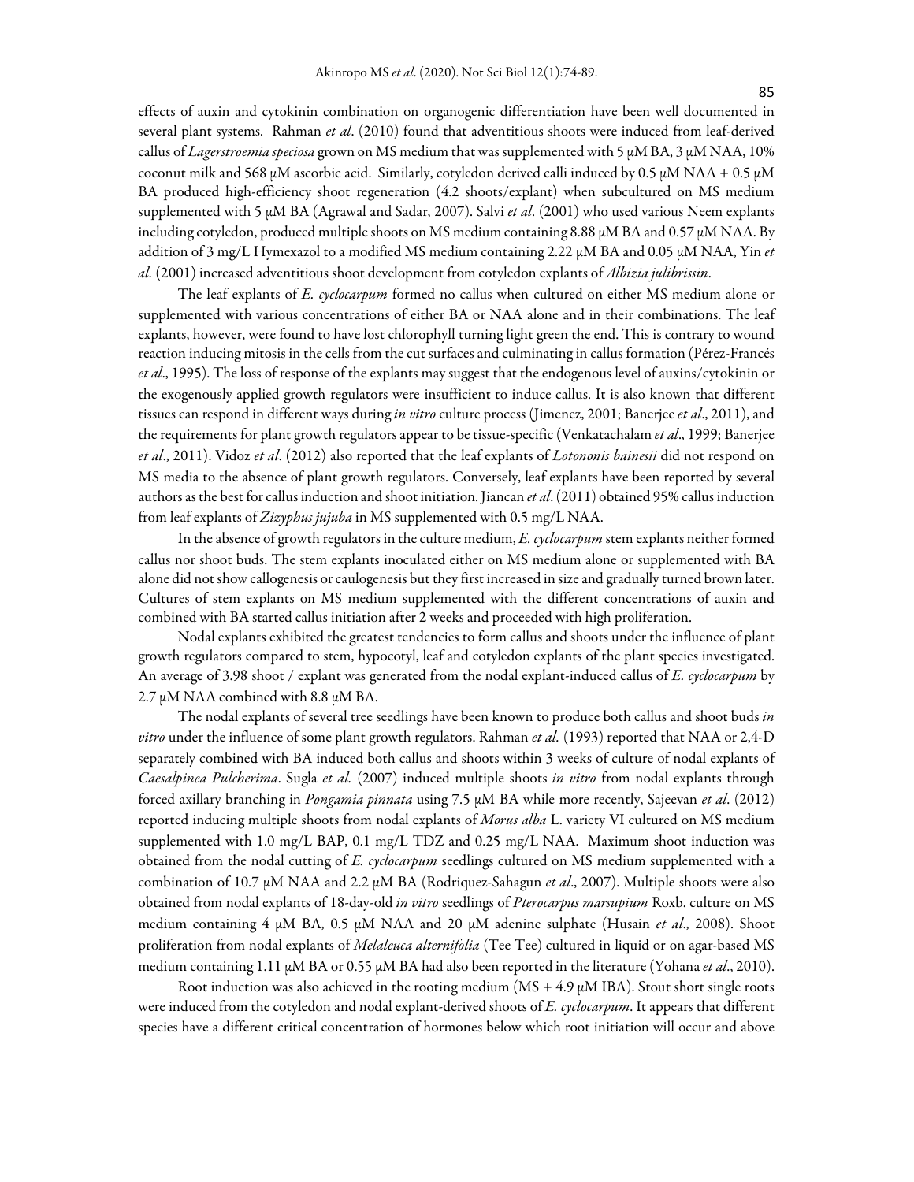effects of auxin and cytokinin combination on organogenic differentiation have been well documented in several plant systems. Rahman *et al*. (2010) found that adventitious shoots were induced from leaf-derived callus of *Lagerstroemia speciosa* grown on MS medium that was supplemented with 5 μM BA, 3 μM NAA, 10% coconut milk and 568 μM ascorbic acid. Similarly, cotyledon derived calli induced by 0.5 μM NAA + 0.5 μM BA produced high-efficiency shoot regeneration (4.2 shoots/explant) when subcultured on MS medium supplemented with 5 μM BA (Agrawal and Sadar, 2007). Salvi *et al*. (2001) who used various Neem explants including cotyledon, produced multiple shoots on MS medium containing 8.88 μM BA and 0.57 μM NAA. By addition of 3 mg/L Hymexazol to a modified MS medium containing 2.22 μM BA and 0.05 μM NAA, Yin *et al*. (2001) increased adventitious shoot development from cotyledon explants of *Albizia julibrissin*.

The leaf explants of *E. cyclocarpum* formed no callus when cultured on either MS medium alone or supplemented with various concentrations of either BA or NAA alone and in their combinations. The leaf explants, however, were found to have lost chlorophyll turning light green the end. This is contrary to wound reaction inducing mitosis in the cells from the cut surfaces and culminating in callus formation (Pérez-Francés *et al*., 1995). The loss of response of the explants may suggest that the endogenous level of auxins/cytokinin or the exogenously applied growth regulators were insufficient to induce callus. It is also known that different tissues can respond in different ways during *in vitro* culture process (Jimenez, 2001; Banerjee *et al*., 2011), and the requirements for plant growth regulators appear to be tissue-specific (Venkatachalam *et al*., 1999; Banerjee *et al*., 2011). Vidoz *et al*. (2012) also reported that the leaf explants of *Lotononis bainesii* did not respond on MS media to the absence of plant growth regulators. Conversely, leaf explants have been reported by several authors as the best for callus induction and shoot initiation. Jiancan *et al*. (2011) obtained 95% callus induction from leaf explants of *Zizyphus jujuba* in MS supplemented with 0.5 mg/L NAA.

In the absence of growth regulators in the culture medium, *E. cyclocarpum* stem explants neither formed callus nor shoot buds. The stem explants inoculated either on MS medium alone or supplemented with BA alone did not show callogenesis or caulogenesis but they first increased in size and gradually turned brown later. Cultures of stem explants on MS medium supplemented with the different concentrations of auxin and combined with BA started callus initiation after 2 weeks and proceeded with high proliferation.

Nodal explants exhibited the greatest tendencies to form callus and shoots under the influence of plant growth regulators compared to stem, hypocotyl, leaf and cotyledon explants of the plant species investigated. An average of 3.98 shoot / explant was generated from the nodal explant-induced callus of *E. cyclocarpum* by 2.7 μM NAA combined with 8.8 μM BA.

The nodal explants of several tree seedlings have been known to produce both callus and shoot buds *in vitro* under the influence of some plant growth regulators. Rahman *et al.* (1993) reported that NAA or 2,4-D separately combined with BA induced both callus and shoots within 3 weeks of culture of nodal explants of *Caesalpinea Pulcherima*. Sugla *et al.* (2007) induced multiple shoots *in vitro* from nodal explants through forced axillary branching in *Pongamia pinnata* using 7.5 μM BA while more recently, Sajeevan *et al*. (2012) reported inducing multiple shoots from nodal explants of *Morus alba* L. variety VI cultured on MS medium supplemented with 1.0 mg/L BAP, 0.1 mg/L TDZ and 0.25 mg/L NAA. Maximum shoot induction was obtained from the nodal cutting of *E. cyclocarpum* seedlings cultured on MS medium supplemented with a combination of 10.7 μM NAA and 2.2 μM BA (Rodriquez-Sahagun *et al*., 2007). Multiple shoots were also obtained from nodal explants of 18-day-old *in vitro* seedlings of *Pterocarpus marsupium* Roxb. culture on MS medium containing 4 μM BA, 0.5 μM NAA and 20 μM adenine sulphate (Husain *et al*., 2008). Shoot proliferation from nodal explants of *Melaleuca alternifolia* (Tee Tee) cultured in liquid or on agar-based MS medium containing 1.11 μM BA or 0.55 μM BA had also been reported in the literature (Yohana *et al*., 2010).

Root induction was also achieved in the rooting medium (MS + 4.9 μM IBA). Stout short single roots were induced from the cotyledon and nodal explant-derived shoots of *E. cyclocarpum*. It appears that different species have a different critical concentration of hormones below which root initiation will occur and above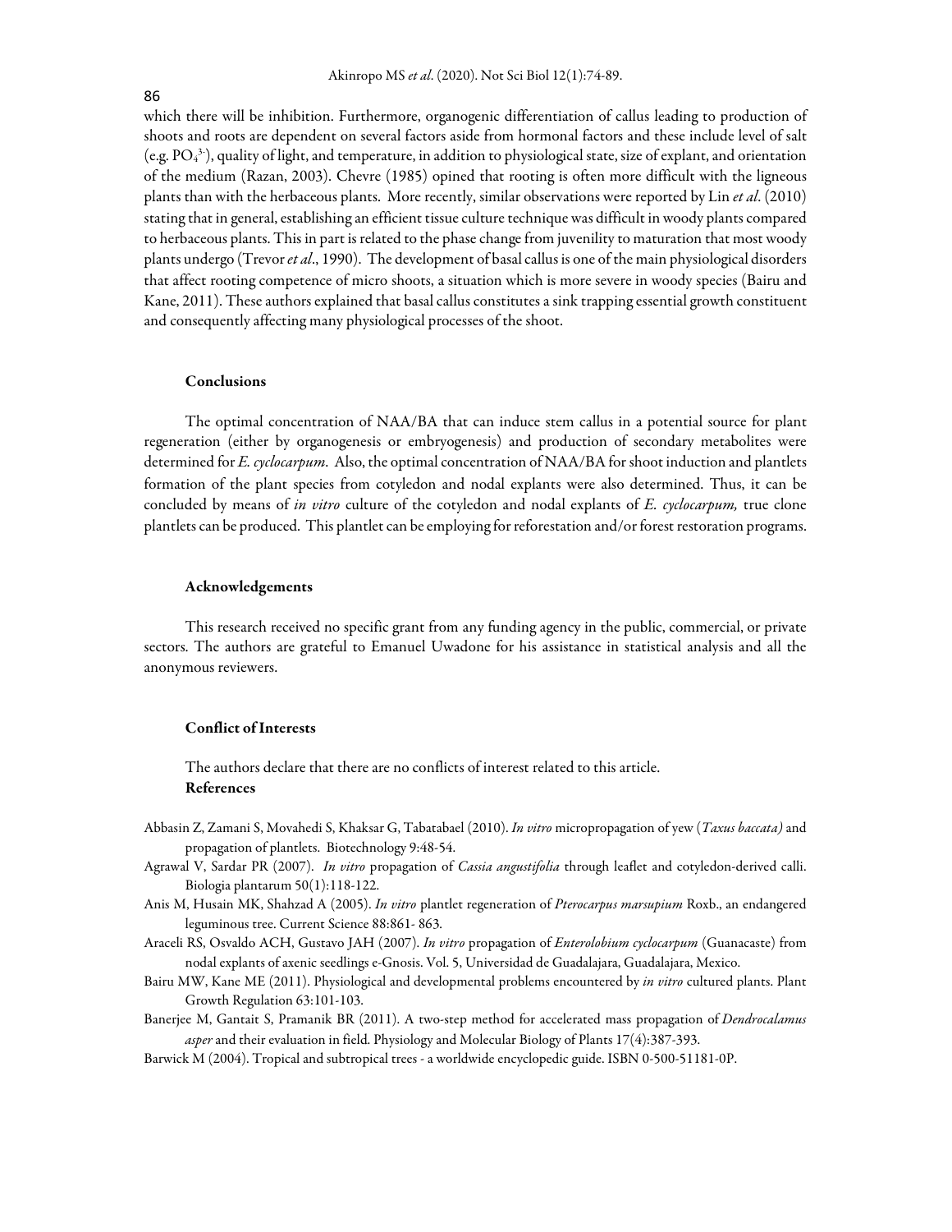which there will be inhibition. Furthermore, organogenic differentiation of callus leading to production of shoots and roots are dependent on several factors aside from hormonal factors and these include level of salt (e.g. $PO_4^{3-}$), quality of light, and temperature, in addition to physiological state, size of explant, and orientation of the medium (Razan, 2003). Chevre (1985) opined that rooting is often more difficult with the ligneous plants than with the herbaceous plants. More recently, similar observations were reported by Lin *et al*. (2010) stating that in general, establishing an efficient tissue culture technique was difficult in woody plants compared to herbaceous plants. This in part is related to the phase change from juvenility to maturation that most woody plants undergo (Trevor *et al*., 1990). The development of basal callus is one of the main physiological disorders that affect rooting competence of micro shoots, a situation which is more severe in woody species (Bairu and Kane, 2011). These authors explained that basal callus constitutes a sink trapping essential growth constituent and consequently affecting many physiological processes of the shoot.

## Conclusions

The optimal concentration of NAA/BA that can induce stem callus in a potential source for plant regeneration (either by organogenesis or embryogenesis) and production of secondary metabolites were determined for *E. cyclocarpum*. Also, the optimal concentration of NAA/BA for shoot induction and plantlets formation of the plant species from cotyledon and nodal explants were also determined. Thus, it can be concluded by means of *in vitro* culture of the cotyledon and nodal explants of *E. cyclocarpum,* true clone plantlets can be produced. This plantlet can be employing for reforestation and/or forest restoration programs.

## Acknowledgements

This research received no specific grant from any funding agency in the public, commercial, or private sectors. The authors are grateful to Emanuel Uwadone for his assistance in statistical analysis and all the anonymous reviewers.

## Conflict of Interests

The authors declare that there are no conflicts of interest related to this article.

## References

Abbasin Z, Zamani S, Movahedi S, Khaksar G, Tabatabael (2010). *In vitro* micropropagation of yew (*Taxus baccata)* and propagation of plantlets. Biotechnology 9:48-54.

Agrawal V, Sardar PR (2007). *In vitro* propagation of *Cassia angustifolia* through leaflet and cotyledon-derived calli. Biologia plantarum 50(1):118-122.

Anis M, Husain MK, Shahzad A (2005). *In vitro* plantlet regeneration of *Pterocarpus marsupium* Roxb., an endangered leguminous tree. Current Science 88:861- 863.

Araceli RS, Osvaldo ACH, Gustavo JAH (2007). *In vitro* propagation of *Enterolobium cyclocarpum* (Guanacaste) from nodal explants of axenic seedlings e-Gnosis. Vol. 5, Universidad de Guadalajara, Guadalajara, Mexico.

Bairu MW, Kane ME (2011). Physiological and developmental problems encountered by *in vitro* cultured plants. Plant Growth Regulation 63:101-103.

Banerjee M, Gantait S, Pramanik BR (2011). A two-step method for accelerated mass propagation of *Dendrocalamus asper* and their evaluation in field. Physiology and Molecular Biology of Plants 17(4):387-393.

Barwick M (2004). Tropical and subtropical trees - a worldwide encyclopedic guide. ISBN 0-500-51181-0P.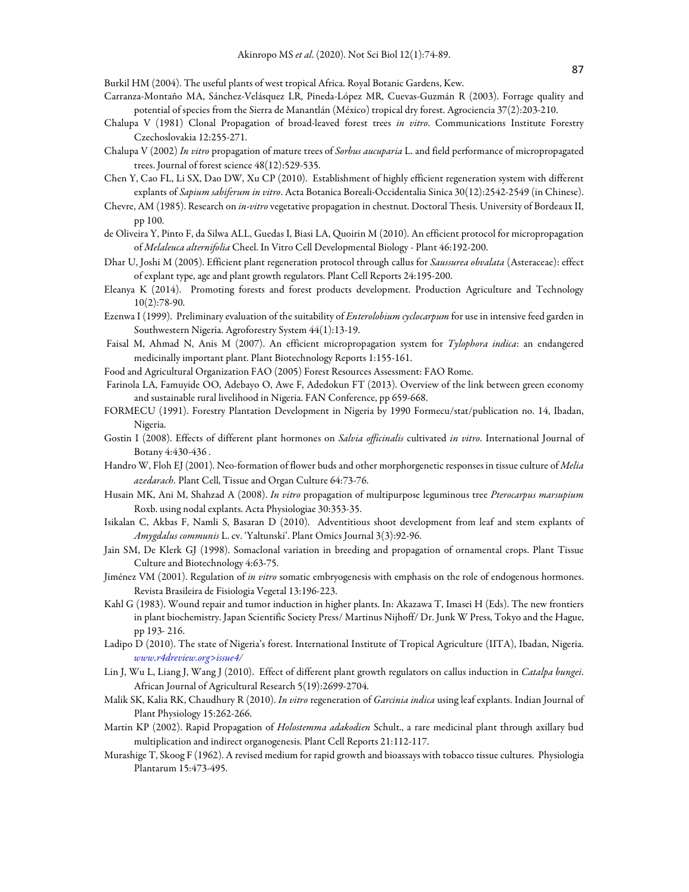Burkil HM (2004). The useful plants of west tropical Africa. Royal Botanic Gardens, Kew.

Carranza-Montaño MA, Sánchez-Velásquez LR, Pineda-López MR, Cuevas-Guzmán R (2003). Forrage quality and potential of species from the Sierra de Manantlán (México) tropical dry forest. Agrociencia 37(2):203-210.

Chalupa V (1981) Clonal Propagation of broad-leaved forest trees *in vitro*. Communications Institute Forestry Czechoslovakia 12:255-271.

Chalupa V (2002) *In vitro* propagation of mature trees of *Sorbus aucuparia* L. and field performance of micropropagated trees. Journal of forest science 48(12):529-535.

Chen Y, Cao FL, Li SX, Dao DW, Xu CP (2010). Establishment of highly efficient regeneration system with different explants of *Sapium sabiferum in vitro*. Acta Botanica Boreali-Occidentalia Sinica 30(12):2542-2549 (in Chinese).

Chevre, AM (1985). Research on *in-vitro* vegetative propagation in chestnut. Doctoral Thesis. University of Bordeaux II, pp 100.

de Oliveira Y, Pinto F, da Silwa ALL, Guedas I, Biasi LA, Quoirin M (2010). An efficient protocol for micropropagation of *Melaleuca alternifolia* Cheel. In Vitro Cell Developmental Biology - Plant 46:192-200.

Dhar U, Joshi M (2005). Efficient plant regeneration protocol through callus for *Saussurea obvalata* (Asteraceae): effect of explant type, age and plant growth regulators. Plant Cell Reports 24:195-200.

Eleanya K (2014). Promoting forests and forest products development. Production Agriculture and Technology 10(2):78-90.

Ezenwa I (1999). Preliminary evaluation of the suitability of *Enterolobium cyclocarpum* for use in intensive feed garden in Southwestern Nigeria. Agroforestry System 44(1):13-19.

Faisal M, Ahmad N, Anis M (2007). An efficient micropropagation system for *Tylophora indica*: an endangered medicinally important plant. Plant Biotechnology Reports 1:155-161.

Food and Agricultural Organization FAO (2005) Forest Resources Assessment: FAO Rome.

Farinola LA, Famuyide OO, Adebayo O, Awe F, Adedokun FT (2013). Overview of the link between green economy and sustainable rural livelihood in Nigeria. FAN Conference, pp 659-668.

FORMECU (1991). Forestry Plantation Development in Nigeria by 1990 Formecu/stat/publication no. 14, Ibadan, Nigeria.

Gostin I (2008). Effects of different plant hormones on *Salvia officinalis* cultivated *in vitro*. International Journal of Botany 4:430-436 .

Handro W, Floh EJ (2001). Neo-formation of flower buds and other morphorgenetic responses in tissue culture of *Melia azedarach*. Plant Cell, Tissue and Organ Culture 64:73-76.

Husain MK, Ani M, Shahzad A (2008). *In vitro* propagation of multipurpose leguminous tree *Pterocarpus marsupium* Roxb. using nodal explants. Acta Physiologiae 30:353-35.

Isikalan C, Akbas F, Namli S, Basaran D (2010). Adventitious shoot development from leaf and stem explants of *Amygdalus communis* L. cv. 'Yaltunski'. Plant Omics Journal 3(3):92-96.

Jain SM, De Klerk GJ (1998). Somaclonal variation in breeding and propagation of ornamental crops. Plant Tissue Culture and Biotechnology 4:63-75.

Jiménez VM (2001). Regulation of *in vitro* somatic embryogenesis with emphasis on the role of endogenous hormones. Revista Brasileira de Fisiologia Vegetal 13:196-223.

Kahl G (1983). Wound repair and tumor induction in higher plants. In: Akazawa T, Imasei H (Eds). The new frontiers in plant biochemistry. Japan Scientific Society Press/ Martinus Nijhoff/ Dr. Junk W Press, Tokyo and the Hague, pp 193- 216.

Ladipo D (2010). The state of Nigeria's forest. International Institute of Tropical Agriculture (IITA), Ibadan, Nigeria. www.r4dreview.org>issue4/

Lin J, Wu L, Liang J, Wang J (2010). Effect of different plant growth regulators on callus induction in *Catalpa bungei*. African Journal of Agricultural Research 5(19):2699-2704.

Malik SK, Kalia RK, Chaudhury R (2010). *In vitro* regeneration of *Garcinia indica* using leaf explants. Indian Journal of Plant Physiology 15:262-266.

Martin KP (2002). Rapid Propagation of *Holostemma adakodien* Schult., a rare medicinal plant through axillary bud multiplication and indirect organogenesis. Plant Cell Reports 21:112-117.

Murashige T, Skoog F (1962). A revised medium for rapid growth and bioassays with tobacco tissue cultures. Physiologia Plantarum 15:473-495.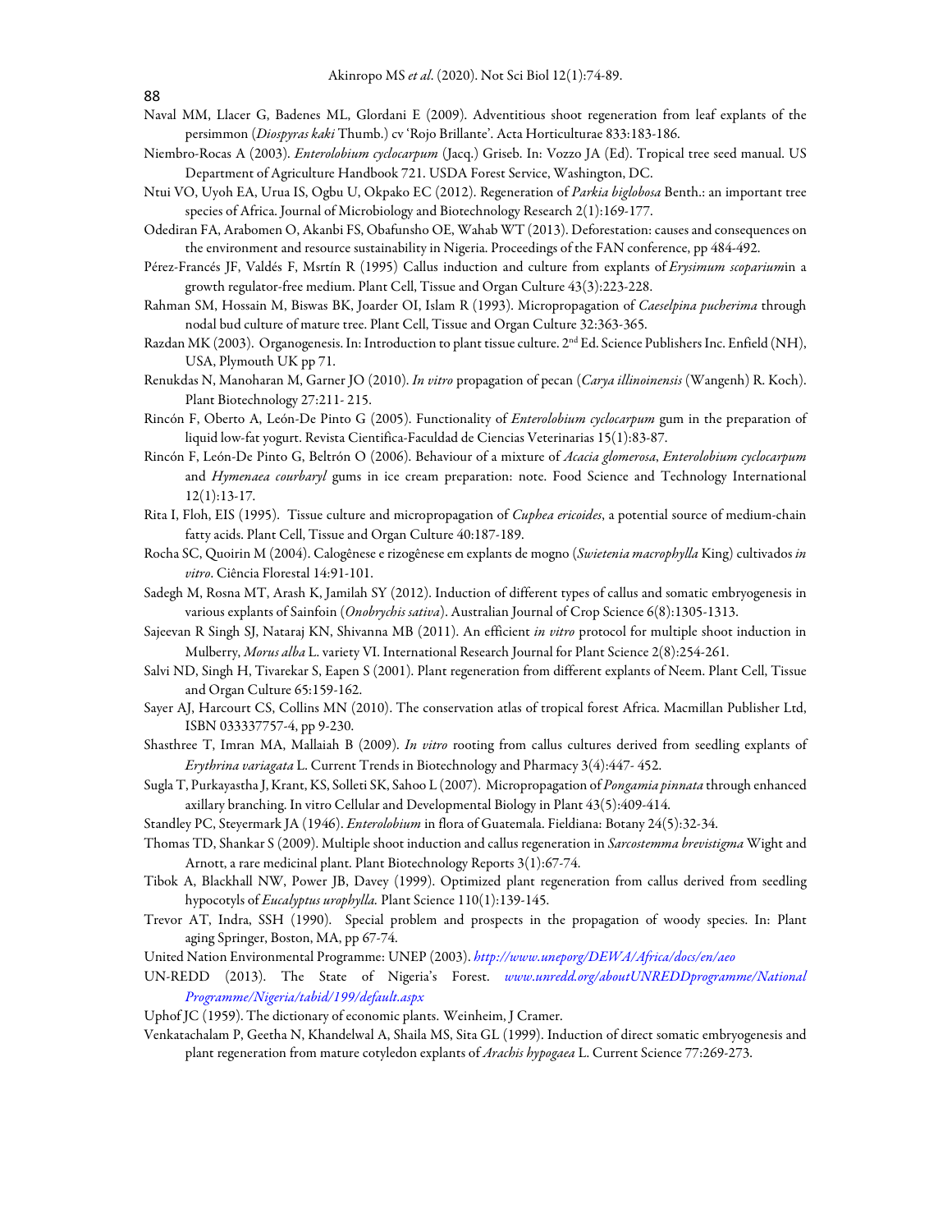Naval MM, Llacer G, Badenes ML, Glordani E (2009). Adventitious shoot regeneration from leaf explants of the persimmon (*Diospyras kaki* Thumb.) cv 'Rojo Brillante'. Acta Horticulturae 833:183-186.

Niembro-Rocas A (2003). *Enterolobium cyclocarpum* (Jacq.) Griseb. In: Vozzo JA (Ed). Tropical tree seed manual. US Department of Agriculture Handbook 721. USDA Forest Service, Washington, DC.

Ntui VO, Uyoh EA, Urua IS, Ogbu U, Okpako EC (2012). Regeneration of *Parkia biglobosa* Benth.: an important tree species of Africa. Journal of Microbiology and Biotechnology Research 2(1):169-177.

Odediran FA, Arabomen O, Akanbi FS, Obafunsho OE, Wahab WT (2013). Deforestation: causes and consequences on the environment and resource sustainability in Nigeria. Proceedings of the FAN conference, pp 484-492.

Pérez-Francés JF, Valdés F, Msrtín R (1995) Callus induction and culture from explants of *Erysimum scoparium*in a growth regulator-free medium. Plant Cell, Tissue and Organ Culture 43(3):223-228.

Rahman SM, Hossain M, Biswas BK, Joarder OI, Islam R (1993). Micropropagation of *Caeselpina pucherima* through nodal bud culture of mature tree. Plant Cell, Tissue and Organ Culture 32:363-365.

Razdan MK (2003). Organogenesis. In: Introduction to plant tissue culture. 2nd Ed. Science Publishers Inc. Enfield (NH), USA, Plymouth UK pp 71.

Renukdas N, Manoharan M, Garner JO (2010). *In vitro* propagation of pecan (*Carya illinoinensis* (Wangenh) R. Koch). Plant Biotechnology 27:211- 215.

Rincón F, Oberto A, León-De Pinto G (2005). Functionality of *Enterolobium cyclocarpum* gum in the preparation of liquid low-fat yogurt. Revista Cientifica-Faculdad de Ciencias Veterinarias 15(1):83-87.

Rincón F, León-De Pinto G, Beltrón O (2006). Behaviour of a mixture of *Acacia glomerosa*, *Enterolobium cyclocarpum* and *Hymenaea courbaryl* gums in ice cream preparation: note. Food Science and Technology International 12(1):13-17.

Rita I, Floh, EIS (1995). Tissue culture and micropropagation of *Cuphea ericoides*, a potential source of medium-chain fatty acids. Plant Cell, Tissue and Organ Culture 40:187-189.

Rocha SC, Quoirin M (2004). Calogênese e rizogênese em explants de mogno (*Swietenia macrophylla* King) cultivados *in vitro*. Ciência Florestal 14:91-101.

Sadegh M, Rosna MT, Arash K, Jamilah SY (2012). Induction of different types of callus and somatic embryogenesis in various explants of Sainfoin (*Onobrychis sativa*). Australian Journal of Crop Science 6(8):1305-1313.

Sajeevan R Singh SJ, Nataraj KN, Shivanna MB (2011). An efficient *in vitro* protocol for multiple shoot induction in Mulberry, *Morus alba* L. variety VI. International Research Journal for Plant Science 2(8):254-261.

Salvi ND, Singh H, Tivarekar S, Eapen S (2001). Plant regeneration from different explants of Neem. Plant Cell, Tissue and Organ Culture 65:159-162.

Sayer AJ, Harcourt CS, Collins MN (2010). The conservation atlas of tropical forest Africa. Macmillan Publisher Ltd, ISBN 033337757-4, pp 9-230.

Shasthree T, Imran MA, Mallaiah B (2009). *In vitro* rooting from callus cultures derived from seedling explants of *Erythrina variagata* L. Current Trends in Biotechnology and Pharmacy 3(4):447- 452.

Sugla T, Purkayastha J, Krant, KS, Solleti SK, Sahoo L (2007). Micropropagation of *Pongamia pinnata* through enhanced axillary branching. In vitro Cellular and Developmental Biology in Plant 43(5):409-414.

Standley PC, Steyermark JA (1946). *Enterolobium* in flora of Guatemala. Fieldiana: Botany 24(5):32-34.

Thomas TD, Shankar S (2009). Multiple shoot induction and callus regeneration in *Sarcostemma brevistigma* Wight and Arnott, a rare medicinal plant. Plant Biotechnology Reports 3(1):67-74.

Tibok A, Blackhall NW, Power JB, Davey (1999). Optimized plant regeneration from callus derived from seedling hypocotyls of *Eucalyptus urophylla*. Plant Science 110(1):139-145.

Trevor AT, Indra, SSH (1990). Special problem and prospects in the propagation of woody species. In: Plant aging Springer, Boston, MA, pp 67-74.

United Nation Environmental Programme: UNEP (2003). *http://www.uneporg/DEWA/Africa/docs/en/aeo*

UN-REDD (2013). The State of Nigeria's Forest. *www.unredd.org/aboutUNREDDprogramme/NationalProgramme/Nigeria/tabid/199/default.aspx*

Uphof JC (1959). The dictionary of economic plants. Weinheim, J Cramer.

Venkatachalam P, Geetha N, Khandelwal A, Shaila MS, Sita GL (1999). Induction of direct somatic embryogenesis and plant regeneration from mature cotyledon explants of *Arachis hypogaea* L. Current Science 77:269-273.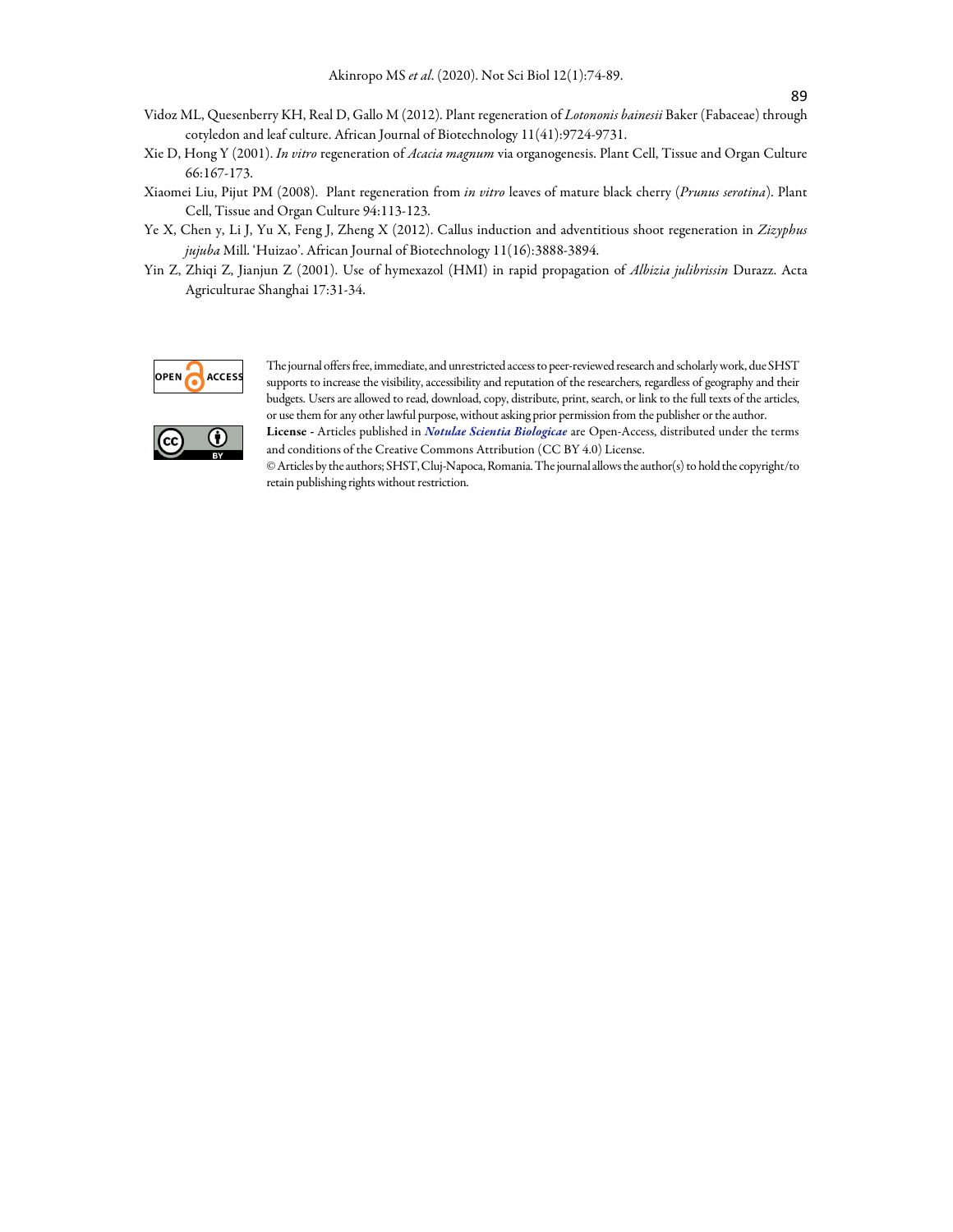Vidoz ML, Quesenberry KH, Real D, Gallo M (2012). Plant regeneration of *Lotononis bainesii* Baker (Fabaceae) through cotyledon and leaf culture. African Journal of Biotechnology 11(41):9724-9731.

Xie D, Hong Y (2001). *In vitro* regeneration of *Acacia magnum* via organogenesis. Plant Cell, Tissue and Organ Culture 66:167-173.

Xiaomei Liu, Pijut PM (2008). Plant regeneration from *in vitro* leaves of mature black cherry (*Prunus serotina*). Plant Cell, Tissue and Organ Culture 94:113-123.

Ye X, Chen y, Li J, Yu X, Feng J, Zheng X (2012). Callus induction and adventitious shoot regeneration in *Zizyphus jujuba* Mill. 'Huizao'. African Journal of Biotechnology 11(16):3888-3894.

Yin Z, Zhiqi Z, Jianjun Z (2001). Use of hymexazol (HMI) in rapid propagation of *Albizia julibrissin* Durazz. Acta Agriculturae Shanghai 17:31-34.

The journal offers free, immediate, and unrestricted access to peer-reviewed research and scholarly work, due SHST supports to increase the visibility, accessibility and reputation of the researchers, regardless of geography and their budgets. Users are allowed to read, download, copy, distribute, print, search, or link to the full texts of the articles, or use them for any other lawful purpose, without asking prior permission from the publisher or the author.

**License** - Articles published in ***Notulae Scientia Biologicae*** are Open-Access, distributed under the terms and conditions of the Creative Commons Attribution (CC BY 4.0) License.

© Articles by the authors; SHST, Cluj-Napoca, Romania. The journal allows the author(s) to hold the copyright/to retain publishing rights without restriction.